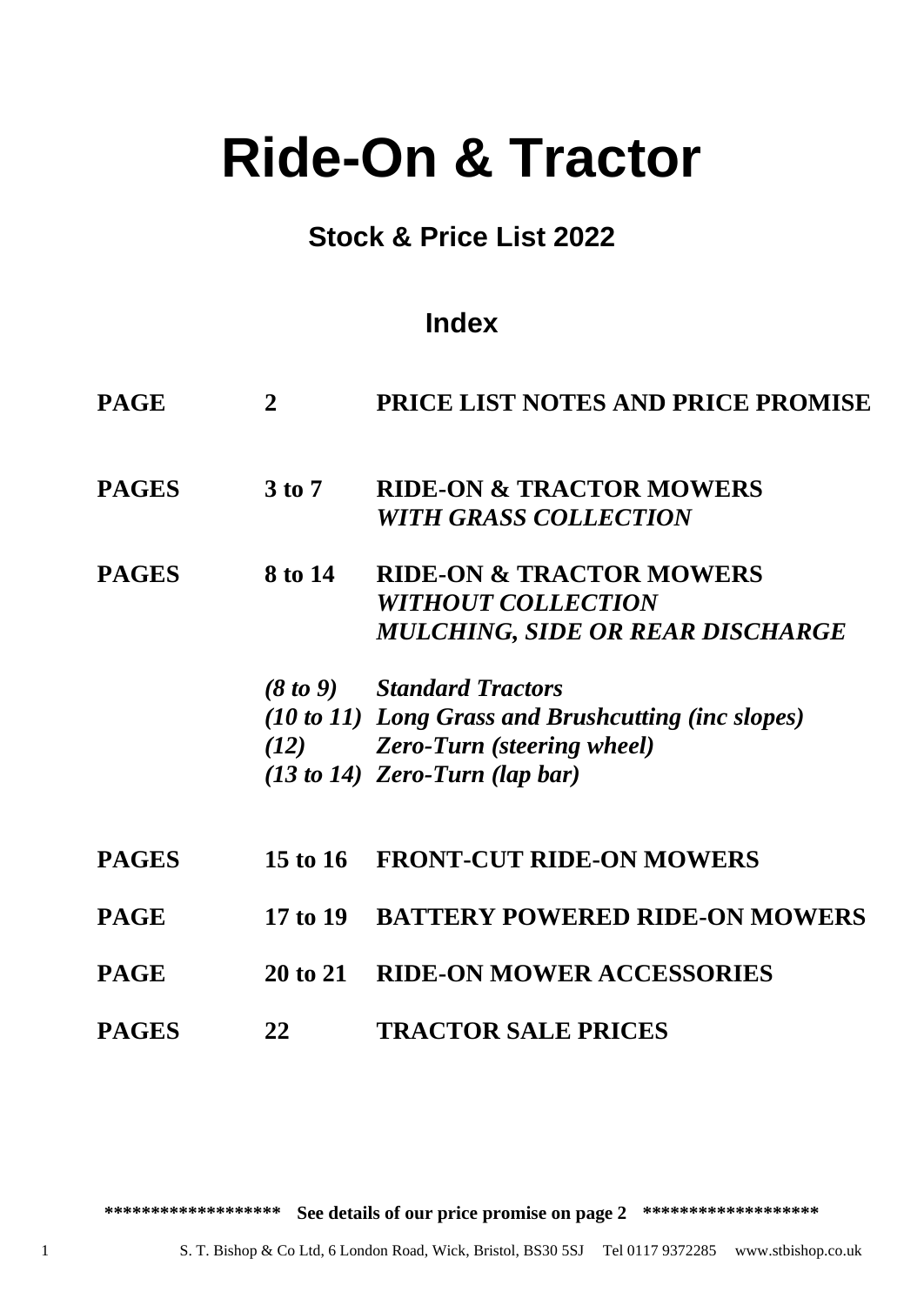# Ride-On & Tractor

## Stock & Price List 2022

### Index

| | | |
|---|---|---|
| **PAGE** | **2** | **PRICE LIST NOTES AND PRICE PROMISE** |
| **PAGES** | **3 to 7** | **RIDE-ON & TRACTOR MOWERS** ***WITH GRASS COLLECTION*** |
| **PAGES** | **8 to 14** | **RIDE-ON & TRACTOR MOWERS** ***WITHOUT COLLECTION*** ***MULCHING, SIDE OR REAR DISCHARGE*** |
| | ***(8 to 9)*** | ***Standard Tractors*** |
| | ***(10 to 11)*** | ***Long Grass and Brushcutting (inc slopes)*** |
| | ***(12)*** | ***Zero-Turn (steering wheel)*** |
| | ***(13 to 14)*** | ***Zero-Turn (lap bar)*** |
| **PAGES** | **15 to 16** | **FRONT-CUT RIDE-ON MOWERS** |
| **PAGE** | **17 to 19** | **BATTERY POWERED RIDE-ON MOWERS** |
| **PAGE** | **20 to 21** | **RIDE-ON MOWER ACCESSORIES** |
| **PAGES** | **22** | **TRACTOR SALE PRICES** |

**\*\*\*\*\*\*\*\*\*\*\*\*\*\*\*\*\*\* See details of our price promise on page 2 \*\*\*\*\*\*\*\*\*\*\*\*\*\*\*\*\*\***

S. T. Bishop & Co Ltd, 6 London Road, Wick, Bristol, BS30 5SJ Tel 0117 9372285 www.stbishop.co.uk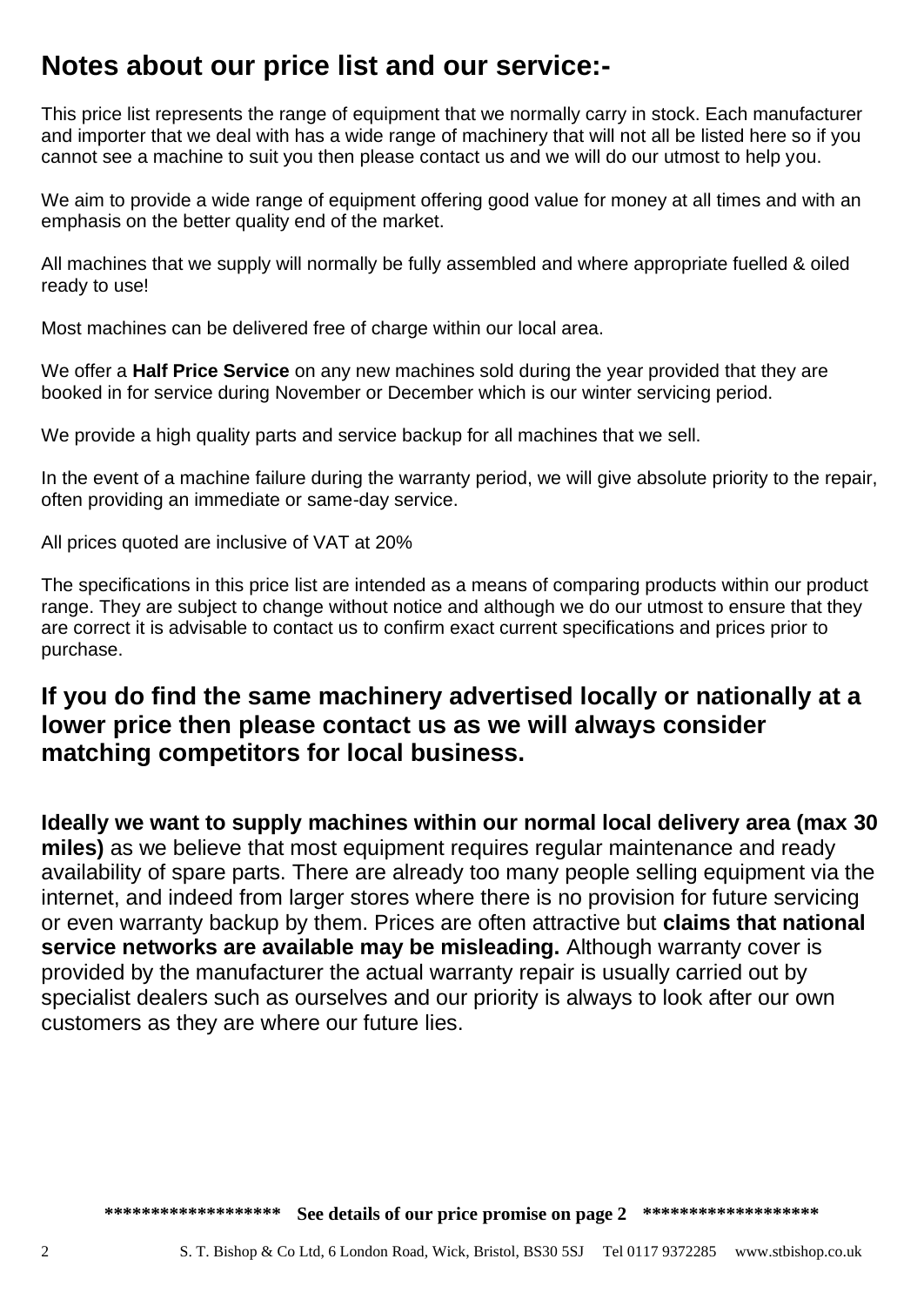# Notes about our price list and our service:-

This price list represents the range of equipment that we normally carry in stock. Each manufacturer and importer that we deal with has a wide range of machinery that will not all be listed here so if you cannot see a machine to suit you then please contact us and we will do our utmost to help you.

We aim to provide a wide range of equipment offering good value for money at all times and with an emphasis on the better quality end of the market.

All machines that we supply will normally be fully assembled and where appropriate fuelled & oiled ready to use!

Most machines can be delivered free of charge within our local area.

We offer a **Half Price Service** on any new machines sold during the year provided that they are booked in for service during November or December which is our winter servicing period.

We provide a high quality parts and service backup for all machines that we sell.

In the event of a machine failure during the warranty period, we will give absolute priority to the repair, often providing an immediate or same-day service.

All prices quoted are inclusive of VAT at 20%

The specifications in this price list are intended as a means of comparing products within our product range. They are subject to change without notice and although we do our utmost to ensure that they are correct it is advisable to contact us to confirm exact current specifications and prices prior to purchase.

## If you do find the same machinery advertised locally or nationally at a lower price then please contact us as we will always consider matching competitors for local business.

**Ideally we want to supply machines within our normal local delivery area (max 30 miles)** as we believe that most equipment requires regular maintenance and ready availability of spare parts. There are already too many people selling equipment via the internet, and indeed from larger stores where there is no provision for future servicing or even warranty backup by them. Prices are often attractive but **claims that national service networks are available may be misleading.** Although warranty cover is provided by the manufacturer the actual warranty repair is usually carried out by specialist dealers such as ourselves and our priority is always to look after our own customers as they are where our future lies.

**\*\*\*\*\*\*\*\*\*\*\*\*\*\*\*\*\*\*\* See details of our price promise on page 2 \*\*\*\*\*\*\*\*\*\*\*\*\*\*\*\*\*\*\***

S. T. Bishop & Co Ltd, 6 London Road, Wick, Bristol, BS30 5SJ Tel 0117 9372285 www.stbishop.co.uk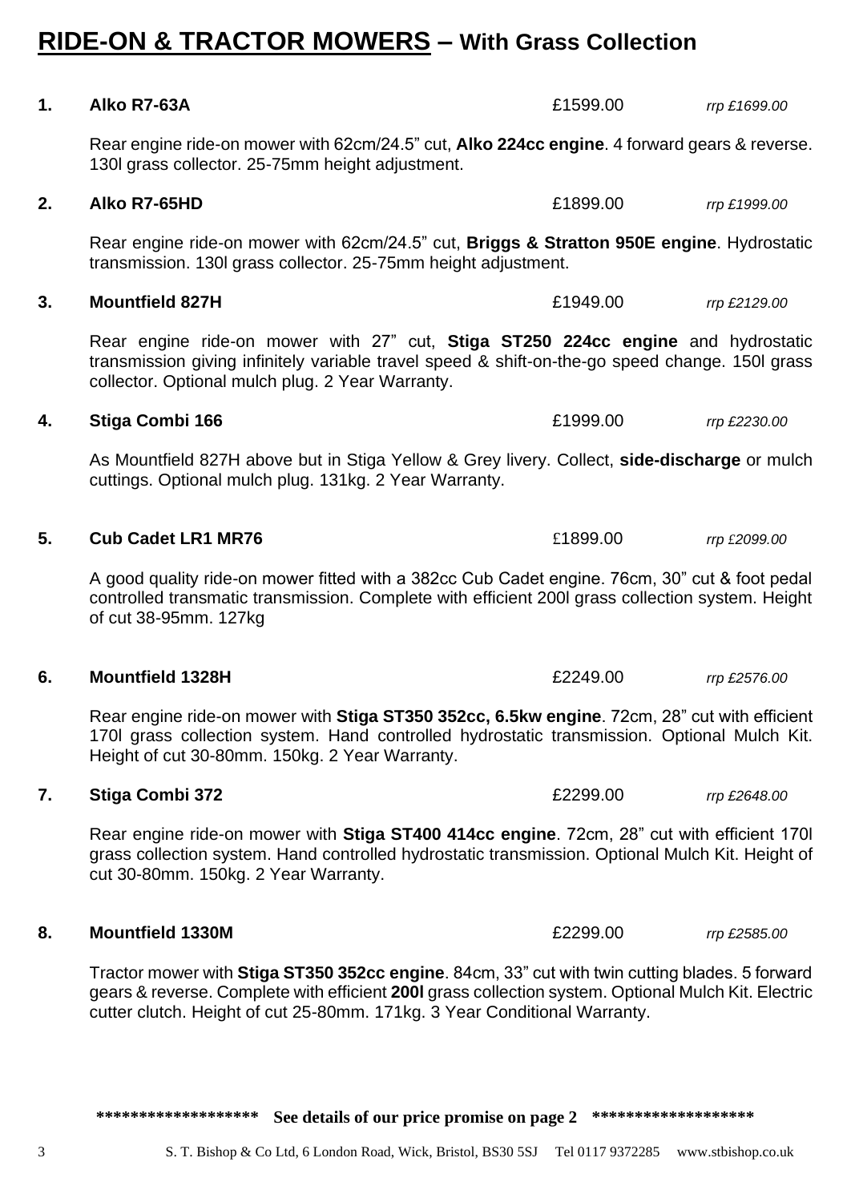# RIDE-ON & TRACTOR MOWERS – With Grass Collection

**1. Alko R7-63A** £1599.00 *rrp £1699.00*

Rear engine ride-on mower with 62cm/24.5" cut, **Alko 224cc engine**. 4 forward gears & reverse. 130l grass collector. 25-75mm height adjustment.

**2. Alko R7-65HD** £1899.00 *rrp £1999.00*

Rear engine ride-on mower with 62cm/24.5" cut, **Briggs & Stratton 950E engine**. Hydrostatic transmission. 130l grass collector. 25-75mm height adjustment.

**3. Mountfield 827H** £1949.00 *rrp £2129.00*

Rear engine ride-on mower with 27" cut, **Stiga ST250 224cc engine** and hydrostatic transmission giving infinitely variable travel speed & shift-on-the-go speed change. 150l grass collector. Optional mulch plug. 2 Year Warranty.

**4. Stiga Combi 166** £1999.00 *rrp £2230.00*

As Mountfield 827H above but in Stiga Yellow & Grey livery. Collect, **side-discharge** or mulch cuttings. Optional mulch plug. 131kg. 2 Year Warranty.

**5. Cub Cadet LR1 MR76** £1899.00 *rrp £2099.00*

A good quality ride-on mower fitted with a 382cc Cub Cadet engine. 76cm, 30" cut & foot pedal controlled transmatic transmission. Complete with efficient 200l grass collection system. Height of cut 38-95mm. 127kg

**6. Mountfield 1328H** £2249.00 *rrp £2576.00*

Rear engine ride-on mower with **Stiga ST350 352cc, 6.5kw engine**. 72cm, 28" cut with efficient 170l grass collection system. Hand controlled hydrostatic transmission. Optional Mulch Kit. Height of cut 30-80mm. 150kg. 2 Year Warranty.

**7. Stiga Combi 372** £2299.00 *rrp £2648.00*

Rear engine ride-on mower with **Stiga ST400 414cc engine**. 72cm, 28" cut with efficient 170l grass collection system. Hand controlled hydrostatic transmission. Optional Mulch Kit. Height of cut 30-80mm. 150kg. 2 Year Warranty.

**8. Mountfield 1330M** £2299.00 *rrp £2585.00*

Tractor mower with **Stiga ST350 352cc engine**. 84cm, 33" cut with twin cutting blades. 5 forward gears & reverse. Complete with efficient **200l** grass collection system. Optional Mulch Kit. Electric cutter clutch. Height of cut 25-80mm. 171kg. 3 Year Conditional Warranty.

**\*\*\*\*\*\*\*\*\*\*\*\*\*\*\*\*\*\* See details of our price promise on page 2 \*\*\*\*\*\*\*\*\*\*\*\*\*\*\*\*\*\***

S. T. Bishop & Co Ltd, 6 London Road, Wick, Bristol, BS30 5SJ Tel 0117 9372285 www.stbishop.co.uk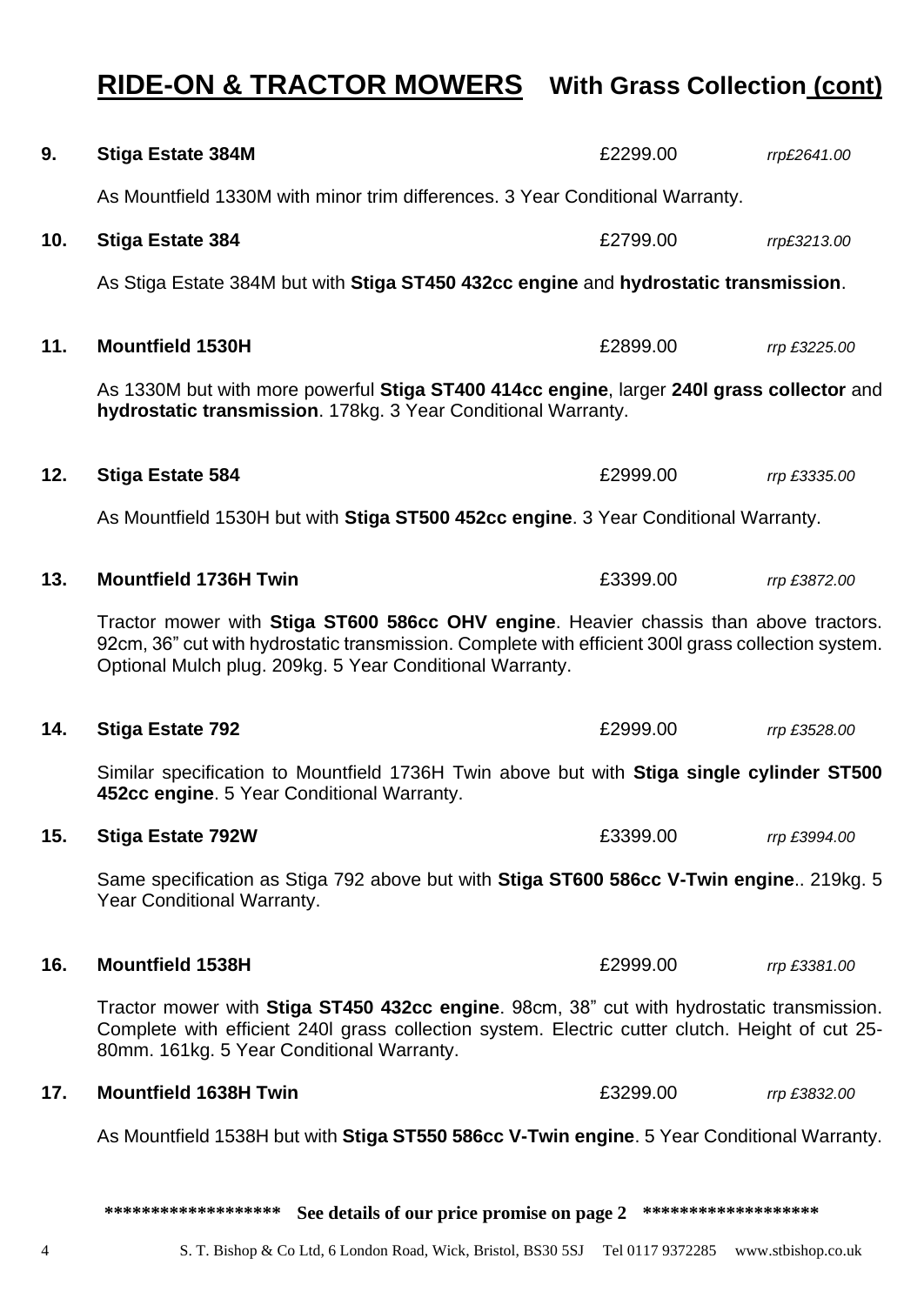# RIDE-ON & TRACTOR MOWERS With Grass Collection (cont)

**9. Stiga Estate 384M** £2299.00 *rrp£2641.00*

As Mountfield 1330M with minor trim differences. 3 Year Conditional Warranty.

**10. Stiga Estate 384** £2799.00 *rrp£3213.00*

As Stiga Estate 384M but with **Stiga ST450 432cc engine** and **hydrostatic transmission**.

**11. Mountfield 1530H** £2899.00 *rrp £3225.00*

As 1330M but with more powerful **Stiga ST400 414cc engine**, larger **240l grass collector** and **hydrostatic transmission**. 178kg. 3 Year Conditional Warranty.

**12. Stiga Estate 584** £2999.00 *rrp £3335.00*

As Mountfield 1530H but with **Stiga ST500 452cc engine**. 3 Year Conditional Warranty.

**13. Mountfield 1736H Twin** £3399.00 *rrp £3872.00*

Tractor mower with **Stiga ST600 586cc OHV engine**. Heavier chassis than above tractors. 92cm, 36" cut with hydrostatic transmission. Complete with efficient 300l grass collection system. Optional Mulch plug. 209kg. 5 Year Conditional Warranty.

**14. Stiga Estate 792** £2999.00 *rrp £3528.00*

Similar specification to Mountfield 1736H Twin above but with **Stiga single cylinder ST500 452cc engine**. 5 Year Conditional Warranty.

**15. Stiga Estate 792W** £3399.00 *rrp £3994.00*

Same specification as Stiga 792 above but with **Stiga ST600 586cc V-Twin engine**.. 219kg. 5 Year Conditional Warranty.

**16. Mountfield 1538H** £2999.00 *rrp £3381.00*

Tractor mower with **Stiga ST450 432cc engine**. 98cm, 38" cut with hydrostatic transmission. Complete with efficient 240l grass collection system. Electric cutter clutch. Height of cut 25-80mm. 161kg. 5 Year Conditional Warranty.

**17. Mountfield 1638H Twin** £3299.00 *rrp £3832.00*

As Mountfield 1538H but with **Stiga ST550 586cc V-Twin engine**. 5 Year Conditional Warranty.

**\*\*\*\*\*\*\*\*\*\*\*\*\*\*\*\*\*\*\* See details of our price promise on page 2 \*\*\*\*\*\*\*\*\*\*\*\*\*\*\*\*\*\*\***

S. T. Bishop & Co Ltd, 6 London Road, Wick, Bristol, BS30 5SJ Tel 0117 9372285 www.stbishop.co.uk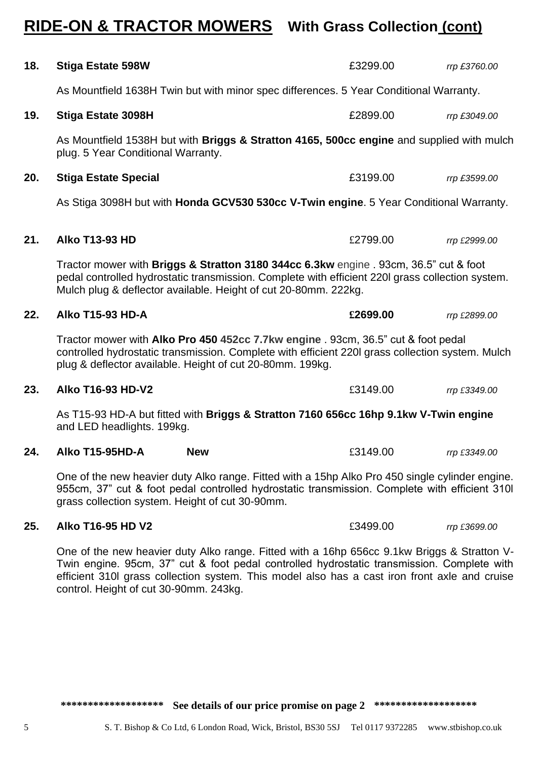# RIDE-ON & TRACTOR MOWERS With Grass Collection (cont)

**18. Stiga Estate 598W** £3299.00 *rrp £3760.00*

As Mountfield 1638H Twin but with minor spec differences. 5 Year Conditional Warranty.

**19. Stiga Estate 3098H** £2899.00 *rrp £3049.00*

As Mountfield 1538H but with **Briggs & Stratton 4165, 500cc engine** and supplied with mulch plug. 5 Year Conditional Warranty.

**20. Stiga Estate Special** £3199.00 *rrp £3599.00*

As Stiga 3098H but with **Honda GCV530 530cc V-Twin engine**. 5 Year Conditional Warranty.

**21. Alko T13-93 HD** £2799.00 *rrp £2999.00*

Tractor mower with **Briggs & Stratton 3180 344cc 6.3kw** engine . 93cm, 36.5" cut & foot pedal controlled hydrostatic transmission. Complete with efficient 220l grass collection system. Mulch plug & deflector available. Height of cut 20-80mm. 222kg.

**22. Alko T15-93 HD-A** **£2699.00** *rrp £2899.00*

Tractor mower with **Alko Pro 450 452cc 7.7kw engine** . 93cm, 36.5" cut & foot pedal controlled hydrostatic transmission. Complete with efficient 220l grass collection system. Mulch plug & deflector available. Height of cut 20-80mm. 199kg.

**23. Alko T16-93 HD-V2** £3149.00 *rrp £3349.00*

As T15-93 HD-A but fitted with **Briggs & Stratton 7160 656cc 16hp 9.1kw V-Twin engine** and LED headlights. 199kg.

**24. Alko T15-95HD-A New** £3149.00 *rrp £3349.00*

One of the new heavier duty Alko range. Fitted with a 15hp Alko Pro 450 single cylinder engine. 955cm, 37" cut & foot pedal controlled hydrostatic transmission. Complete with efficient 310l grass collection system. Height of cut 30-90mm.

**25. Alko T16-95 HD V2** £3499.00 *rrp £3699.00*

One of the new heavier duty Alko range. Fitted with a 16hp 656cc 9.1kw Briggs & Stratton V-Twin engine. 95cm, 37" cut & foot pedal controlled hydrostatic transmission. Complete with efficient 310l grass collection system. This model also has a cast iron front axle and cruise control. Height of cut 30-90mm. 243kg.

**\*\*\*\*\*\*\*\*\*\*\*\*\*\*\*\*\*\*\* See details of our price promise on page 2 \*\*\*\*\*\*\*\*\*\*\*\*\*\*\*\*\*\*\***

S. T. Bishop & Co Ltd, 6 London Road, Wick, Bristol, BS30 5SJ Tel 0117 9372285 www.stbishop.co.uk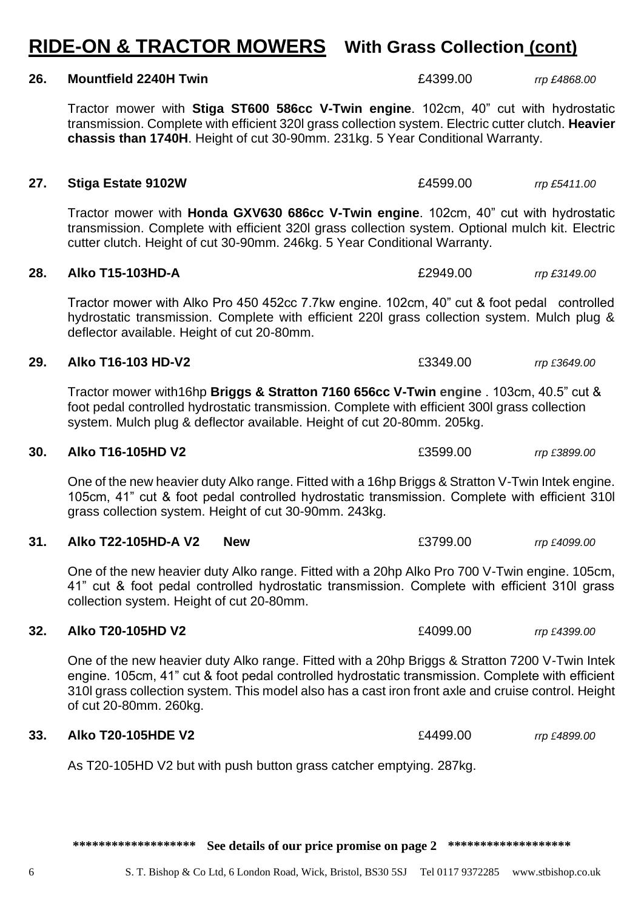# RIDE-ON & TRACTOR MOWERS With Grass Collection (cont)

**26. Mountfield 2240H Twin** £4399.00 *rrp £4868.00*

Tractor mower with **Stiga ST600 586cc V-Twin engine**. 102cm, 40" cut with hydrostatic transmission. Complete with efficient 320l grass collection system. Electric cutter clutch. **Heavier chassis than 1740H**. Height of cut 30-90mm. 231kg. 5 Year Conditional Warranty.

**27. Stiga Estate 9102W** £4599.00 *rrp £5411.00*

Tractor mower with **Honda GXV630 686cc V-Twin engine**. 102cm, 40" cut with hydrostatic transmission. Complete with efficient 320l grass collection system. Optional mulch kit. Electric cutter clutch. Height of cut 30-90mm. 246kg. 5 Year Conditional Warranty.

**28. Alko T15-103HD-A** £2949.00 *rrp £3149.00*

Tractor mower with Alko Pro 450 452cc 7.7kw engine. 102cm, 40" cut & foot pedal controlled hydrostatic transmission. Complete with efficient 220l grass collection system. Mulch plug & deflector available. Height of cut 20-80mm.

**29. Alko T16-103 HD-V2** £3349.00 *rrp £3649.00*

Tractor mower with16hp **Briggs & Stratton 7160 656cc V-Twin engine** . 103cm, 40.5" cut & foot pedal controlled hydrostatic transmission. Complete with efficient 300l grass collection system. Mulch plug & deflector available. Height of cut 20-80mm. 205kg.

**30. Alko T16-105HD V2** £3599.00 *rrp £3899.00*

One of the new heavier duty Alko range. Fitted with a 16hp Briggs & Stratton V-Twin Intek engine. 105cm, 41" cut & foot pedal controlled hydrostatic transmission. Complete with efficient 310l grass collection system. Height of cut 30-90mm. 243kg.

**31. Alko T22-105HD-A V2 New** £3799.00 *rrp £4099.00*

One of the new heavier duty Alko range. Fitted with a 20hp Alko Pro 700 V-Twin engine. 105cm, 41" cut & foot pedal controlled hydrostatic transmission. Complete with efficient 310l grass collection system. Height of cut 20-80mm.

**32. Alko T20-105HD V2** £4099.00 *rrp £4399.00*

One of the new heavier duty Alko range. Fitted with a 20hp Briggs & Stratton 7200 V-Twin Intek engine. 105cm, 41" cut & foot pedal controlled hydrostatic transmission. Complete with efficient 310l grass collection system. This model also has a cast iron front axle and cruise control. Height of cut 20-80mm. 260kg.

**33. Alko T20-105HDE V2** £4499.00 *rrp £4899.00*

As T20-105HD V2 but with push button grass catcher emptying. 287kg.

**\*\*\*\*\*\*\*\*\*\*\*\*\*\*\*\*\*\*\* See details of our price promise on page 2 \*\*\*\*\*\*\*\*\*\*\*\*\*\*\*\*\*\*\***

S. T. Bishop & Co Ltd, 6 London Road, Wick, Bristol, BS30 5SJ Tel 0117 9372285 www.stbishop.co.uk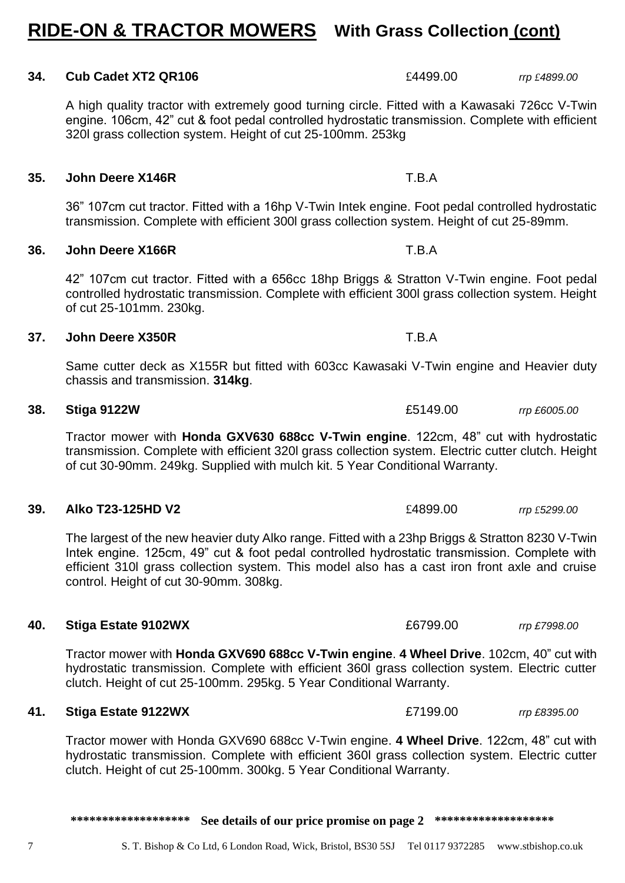# RIDE-ON & TRACTOR MOWERS With Grass Collection (cont)

**34. Cub Cadet XT2 QR106** £4499.00 *rrp £4899.00*

A high quality tractor with extremely good turning circle. Fitted with a Kawasaki 726cc V-Twin engine. 106cm, 42" cut & foot pedal controlled hydrostatic transmission. Complete with efficient 320l grass collection system. Height of cut 25-100mm. 253kg

**35. John Deere X146R** T.B.A

36" 107cm cut tractor. Fitted with a 16hp V-Twin Intek engine. Foot pedal controlled hydrostatic transmission. Complete with efficient 300l grass collection system. Height of cut 25-89mm.

**36. John Deere X166R** T.B.A

42" 107cm cut tractor. Fitted with a 656cc 18hp Briggs & Stratton V-Twin engine. Foot pedal controlled hydrostatic transmission. Complete with efficient 300l grass collection system. Height of cut 25-101mm. 230kg.

**37. John Deere X350R** T.B.A

Same cutter deck as X155R but fitted with 603cc Kawasaki V-Twin engine and Heavier duty chassis and transmission. **314kg**.

**38. Stiga 9122W** £5149.00 *rrp £6005.00*

Tractor mower with **Honda GXV630 688cc V-Twin engine**. 122cm, 48" cut with hydrostatic transmission. Complete with efficient 320l grass collection system. Electric cutter clutch. Height of cut 30-90mm. 249kg. Supplied with mulch kit. 5 Year Conditional Warranty.

**39. Alko T23-125HD V2** £4899.00 *rrp £5299.00*

The largest of the new heavier duty Alko range. Fitted with a 23hp Briggs & Stratton 8230 V-Twin Intek engine. 125cm, 49" cut & foot pedal controlled hydrostatic transmission. Complete with efficient 310l grass collection system. This model also has a cast iron front axle and cruise control. Height of cut 30-90mm. 308kg.

**40. Stiga Estate 9102WX** £6799.00 *rrp £7998.00*

Tractor mower with **Honda GXV690 688cc V-Twin engine**. **4 Wheel Drive**. 102cm, 40" cut with hydrostatic transmission. Complete with efficient 360l grass collection system. Electric cutter clutch. Height of cut 25-100mm. 295kg. 5 Year Conditional Warranty.

**41. Stiga Estate 9122WX** £7199.00 *rrp £8395.00*

Tractor mower with Honda GXV690 688cc V-Twin engine. **4 Wheel Drive**. 122cm, 48" cut with hydrostatic transmission. Complete with efficient 360l grass collection system. Electric cutter clutch. Height of cut 25-100mm. 300kg. 5 Year Conditional Warranty.

**\*\*\*\*\*\*\*\*\*\*\*\*\*\*\*\*\*\*\* See details of our price promise on page 2 \*\*\*\*\*\*\*\*\*\*\*\*\*\*\*\*\*\*\***

S. T. Bishop & Co Ltd, 6 London Road, Wick, Bristol, BS30 5SJ Tel 0117 9372285 www.stbishop.co.uk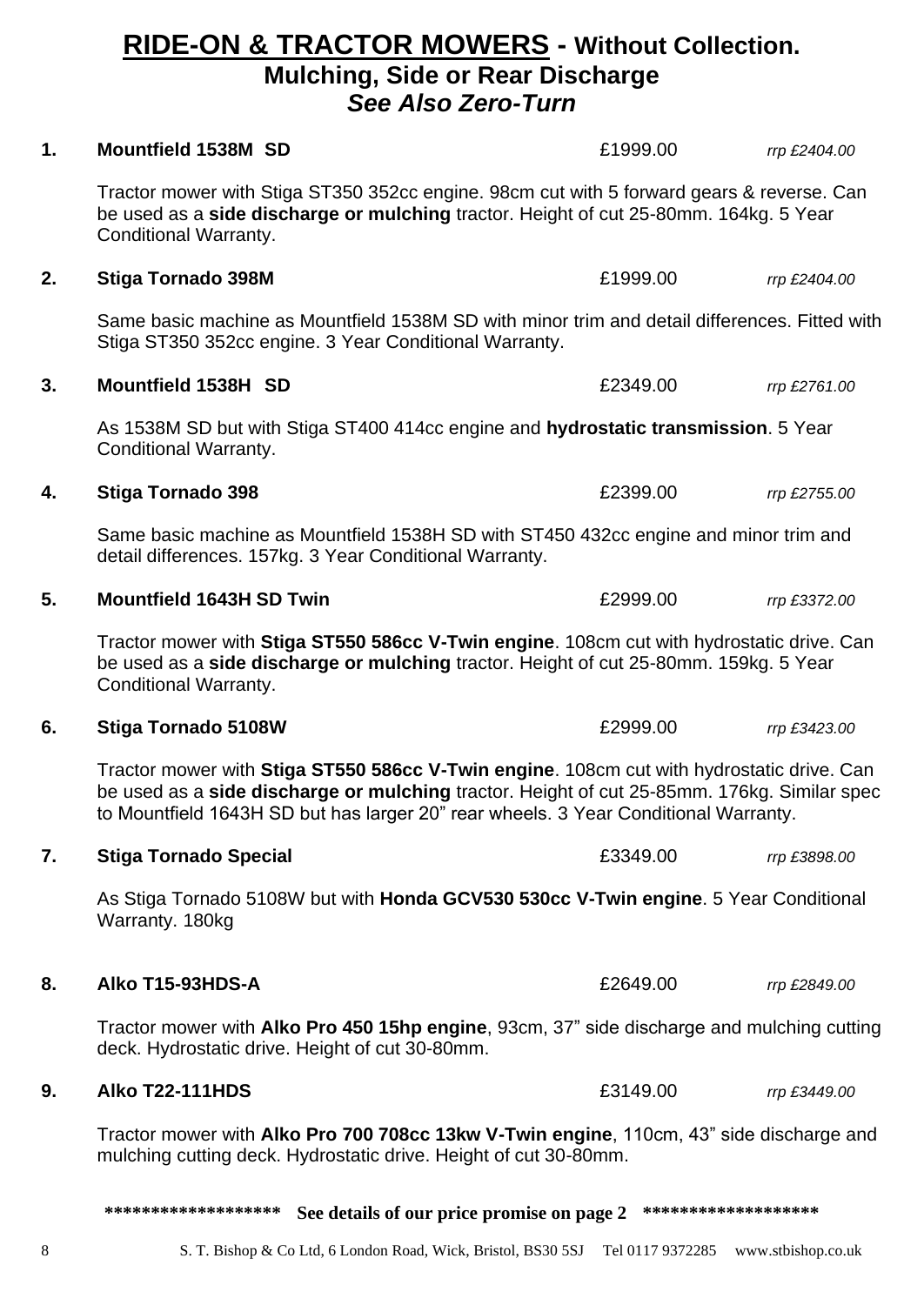# **RIDE-ON & TRACTOR MOWERS - Without Collection.**
## **Mulching, Side or Rear Discharge**
## ***See Also Zero-Turn***

**1. Mountfield 1538M SD** £1999.00 *rrp £2404.00*

Tractor mower with Stiga ST350 352cc engine. 98cm cut with 5 forward gears & reverse. Can be used as a **side discharge or mulching** tractor. Height of cut 25-80mm. 164kg. 5 Year Conditional Warranty.

**2. Stiga Tornado 398M** £1999.00 *rrp £2404.00*

Same basic machine as Mountfield 1538M SD with minor trim and detail differences. Fitted with Stiga ST350 352cc engine. 3 Year Conditional Warranty.

**3. Mountfield 1538H SD** £2349.00 *rrp £2761.00*

As 1538M SD but with Stiga ST400 414cc engine and **hydrostatic transmission**. 5 Year Conditional Warranty.

**4. Stiga Tornado 398** £2399.00 *rrp £2755.00*

Same basic machine as Mountfield 1538H SD with ST450 432cc engine and minor trim and detail differences. 157kg. 3 Year Conditional Warranty.

**5. Mountfield 1643H SD Twin** £2999.00 *rrp £3372.00*

Tractor mower with **Stiga ST550 586cc V-Twin engine**. 108cm cut with hydrostatic drive. Can be used as a **side discharge or mulching** tractor. Height of cut 25-80mm. 159kg. 5 Year Conditional Warranty.

**6. Stiga Tornado 5108W** £2999.00 *rrp £3423.00*

Tractor mower with **Stiga ST550 586cc V-Twin engine**. 108cm cut with hydrostatic drive. Can be used as a **side discharge or mulching** tractor. Height of cut 25-85mm. 176kg. Similar spec to Mountfield 1643H SD but has larger 20" rear wheels. 3 Year Conditional Warranty.

**7. Stiga Tornado Special** £3349.00 *rrp £3898.00*

As Stiga Tornado 5108W but with **Honda GCV530 530cc V-Twin engine**. 5 Year Conditional Warranty. 180kg

**8. Alko T15-93HDS-A** £2649.00 *rrp £2849.00*

Tractor mower with **Alko Pro 450 15hp engine**, 93cm, 37" side discharge and mulching cutting deck. Hydrostatic drive. Height of cut 30-80mm.

**9. Alko T22-111HDS** £3149.00 *rrp £3449.00*

Tractor mower with **Alko Pro 700 708cc 13kw V-Twin engine**, 110cm, 43" side discharge and mulching cutting deck. Hydrostatic drive. Height of cut 30-80mm.

****************** **See details of our price promise on page 2** ******************

S. T. Bishop & Co Ltd, 6 London Road, Wick, Bristol, BS30 5SJ Tel 0117 9372285 www.stbishop.co.uk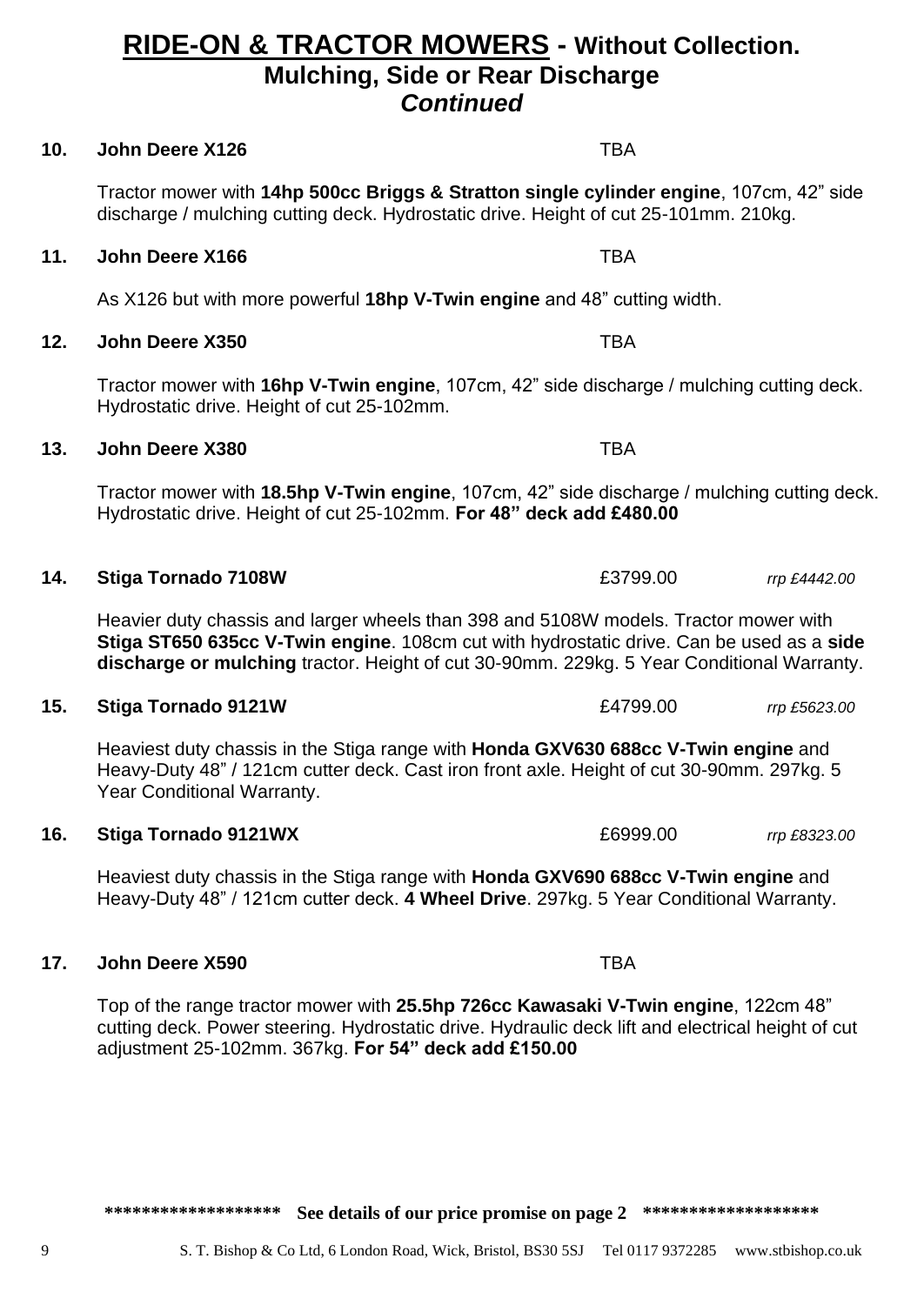# RIDE-ON & TRACTOR MOWERS - Without Collection.
## Mulching, Side or Rear Discharge
### *Continued*

**10. John Deere X126** TBA

Tractor mower with **14hp 500cc Briggs & Stratton single cylinder engine**, 107cm, 42" side discharge / mulching cutting deck. Hydrostatic drive. Height of cut 25-101mm. 210kg.

**11. John Deere X166** TBA

As X126 but with more powerful **18hp V-Twin engine** and 48" cutting width.

**12. John Deere X350** TBA

Tractor mower with **16hp V-Twin engine**, 107cm, 42" side discharge / mulching cutting deck. Hydrostatic drive. Height of cut 25-102mm.

**13. John Deere X380** TBA

Tractor mower with **18.5hp V-Twin engine**, 107cm, 42" side discharge / mulching cutting deck. Hydrostatic drive. Height of cut 25-102mm. **For 48" deck add £480.00**

**14. Stiga Tornado 7108W** £3799.00 *rrp £4442.00*

Heavier duty chassis and larger wheels than 398 and 5108W models. Tractor mower with **Stiga ST650 635cc V-Twin engine**. 108cm cut with hydrostatic drive. Can be used as a **side discharge or mulching** tractor. Height of cut 30-90mm. 229kg. 5 Year Conditional Warranty.

**15. Stiga Tornado 9121W** £4799.00 *rrp £5623.00*

Heaviest duty chassis in the Stiga range with **Honda GXV630 688cc V-Twin engine** and Heavy-Duty 48" / 121cm cutter deck. Cast iron front axle. Height of cut 30-90mm. 297kg. 5 Year Conditional Warranty.

**16. Stiga Tornado 9121WX** £6999.00 *rrp £8323.00*

Heaviest duty chassis in the Stiga range with **Honda GXV690 688cc V-Twin engine** and Heavy-Duty 48" / 121cm cutter deck. **4 Wheel Drive**. 297kg. 5 Year Conditional Warranty.

**17. John Deere X590** TBA

Top of the range tractor mower with **25.5hp 726cc Kawasaki V-Twin engine**, 122cm 48" cutting deck. Power steering. Hydrostatic drive. Hydraulic deck lift and electrical height of cut adjustment 25-102mm. 367kg. **For 54" deck add £150.00**

****************** **See details of our price promise on page 2** ******************

S. T. Bishop & Co Ltd, 6 London Road, Wick, Bristol, BS30 5SJ Tel 0117 9372285 www.stbishop.co.uk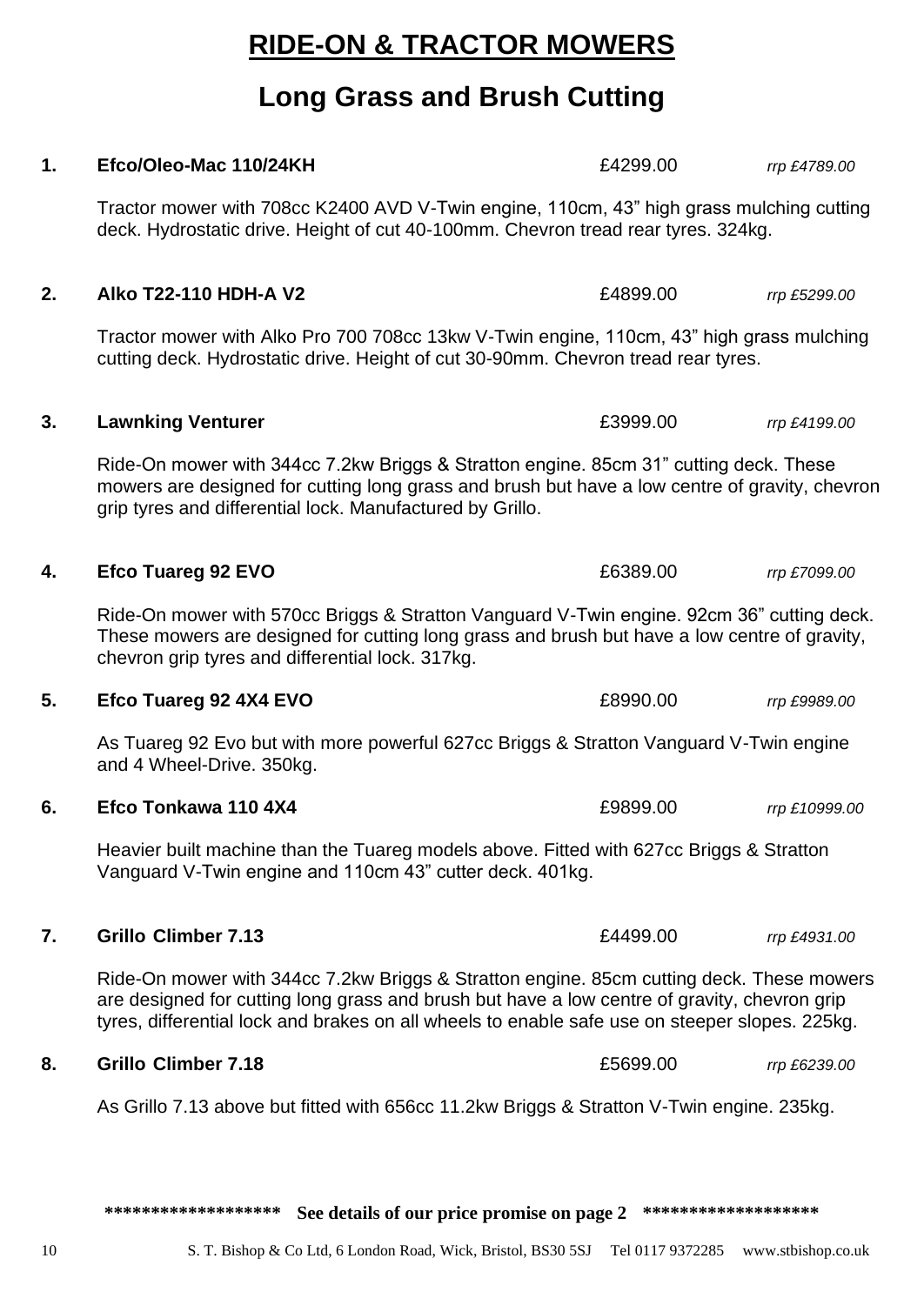# RIDE-ON & TRACTOR MOWERS

## Long Grass and Brush Cutting

**1. Efco/Oleo-Mac 110/24KH** £4299.00 *rrp £4789.00*

Tractor mower with 708cc K2400 AVD V-Twin engine, 110cm, 43" high grass mulching cutting deck. Hydrostatic drive. Height of cut 40-100mm. Chevron tread rear tyres. 324kg.

**2. Alko T22-110 HDH-A V2** £4899.00 *rrp £5299.00*

Tractor mower with Alko Pro 700 708cc 13kw V-Twin engine, 110cm, 43" high grass mulching cutting deck. Hydrostatic drive. Height of cut 30-90mm. Chevron tread rear tyres.

**3. Lawnking Venturer** £3999.00 *rrp £4199.00*

Ride-On mower with 344cc 7.2kw Briggs & Stratton engine. 85cm 31" cutting deck. These mowers are designed for cutting long grass and brush but have a low centre of gravity, chevron grip tyres and differential lock. Manufactured by Grillo.

**4. Efco Tuareg 92 EVO** £6389.00 *rrp £7099.00*

Ride-On mower with 570cc Briggs & Stratton Vanguard V-Twin engine. 92cm 36" cutting deck. These mowers are designed for cutting long grass and brush but have a low centre of gravity, chevron grip tyres and differential lock. 317kg.

**5. Efco Tuareg 92 4X4 EVO** £8990.00 *rrp £9989.00*

As Tuareg 92 Evo but with more powerful 627cc Briggs & Stratton Vanguard V-Twin engine and 4 Wheel-Drive. 350kg.

**6. Efco Tonkawa 110 4X4** £9899.00 *rrp £10999.00*

Heavier built machine than the Tuareg models above. Fitted with 627cc Briggs & Stratton Vanguard V-Twin engine and 110cm 43" cutter deck. 401kg.

**7. Grillo Climber 7.13** £4499.00 *rrp £4931.00*

Ride-On mower with 344cc 7.2kw Briggs & Stratton engine. 85cm cutting deck. These mowers are designed for cutting long grass and brush but have a low centre of gravity, chevron grip tyres, differential lock and brakes on all wheels to enable safe use on steeper slopes. 225kg.

**8. Grillo Climber 7.18** £5699.00 *rrp £6239.00*

As Grillo 7.13 above but fitted with 656cc 11.2kw Briggs & Stratton V-Twin engine. 235kg.

******************* **See details of our price promise on page 2** *******************

S. T. Bishop & Co Ltd, 6 London Road, Wick, Bristol, BS30 5SJ Tel 0117 9372285 www.stbishop.co.uk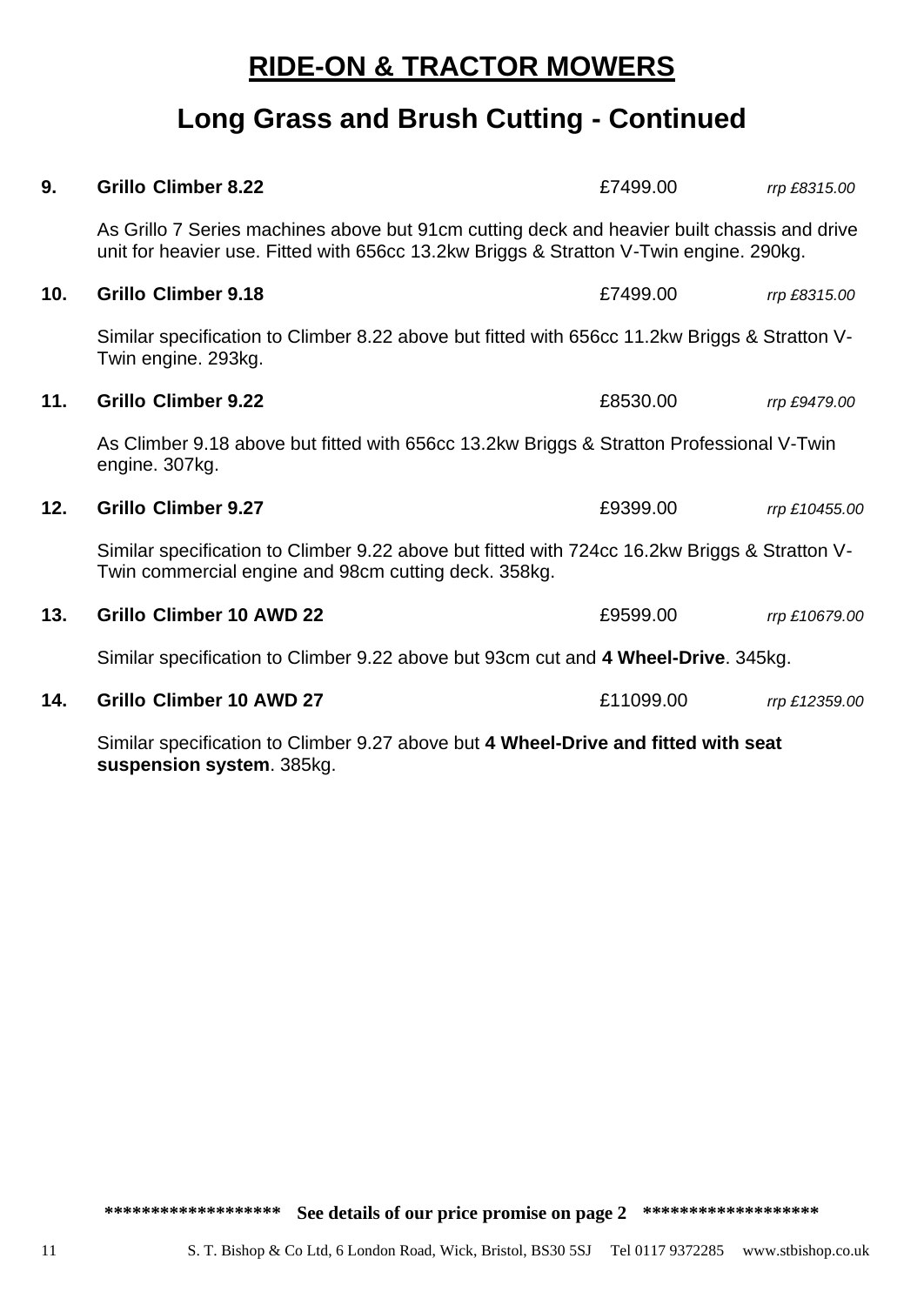# RIDE-ON & TRACTOR MOWERS

## Long Grass and Brush Cutting - Continued

**9. Grillo Climber 8.22** £7499.00 *rrp £8315.00*

As Grillo 7 Series machines above but 91cm cutting deck and heavier built chassis and drive unit for heavier use. Fitted with 656cc 13.2kw Briggs & Stratton V-Twin engine. 290kg.

**10. Grillo Climber 9.18** £7499.00 *rrp £8315.00*

Similar specification to Climber 8.22 above but fitted with 656cc 11.2kw Briggs & Stratton V-Twin engine. 293kg.

**11. Grillo Climber 9.22** £8530.00 *rrp £9479.00*

As Climber 9.18 above but fitted with 656cc 13.2kw Briggs & Stratton Professional V-Twin engine. 307kg.

**12. Grillo Climber 9.27** £9399.00 *rrp £10455.00*

Similar specification to Climber 9.22 above but fitted with 724cc 16.2kw Briggs & Stratton V-Twin commercial engine and 98cm cutting deck. 358kg.

**13. Grillo Climber 10 AWD 22** £9599.00 *rrp £10679.00*

Similar specification to Climber 9.22 above but 93cm cut and **4 Wheel-Drive**. 345kg.

**14. Grillo Climber 10 AWD 27** £11099.00 *rrp £12359.00*

Similar specification to Climber 9.27 above but **4 Wheel-Drive and fitted with seat suspension system**. 385kg.

****************** **See details of our price promise on page 2** ******************

S. T. Bishop & Co Ltd, 6 London Road, Wick, Bristol, BS30 5SJ Tel 0117 9372285 www.stbishop.co.uk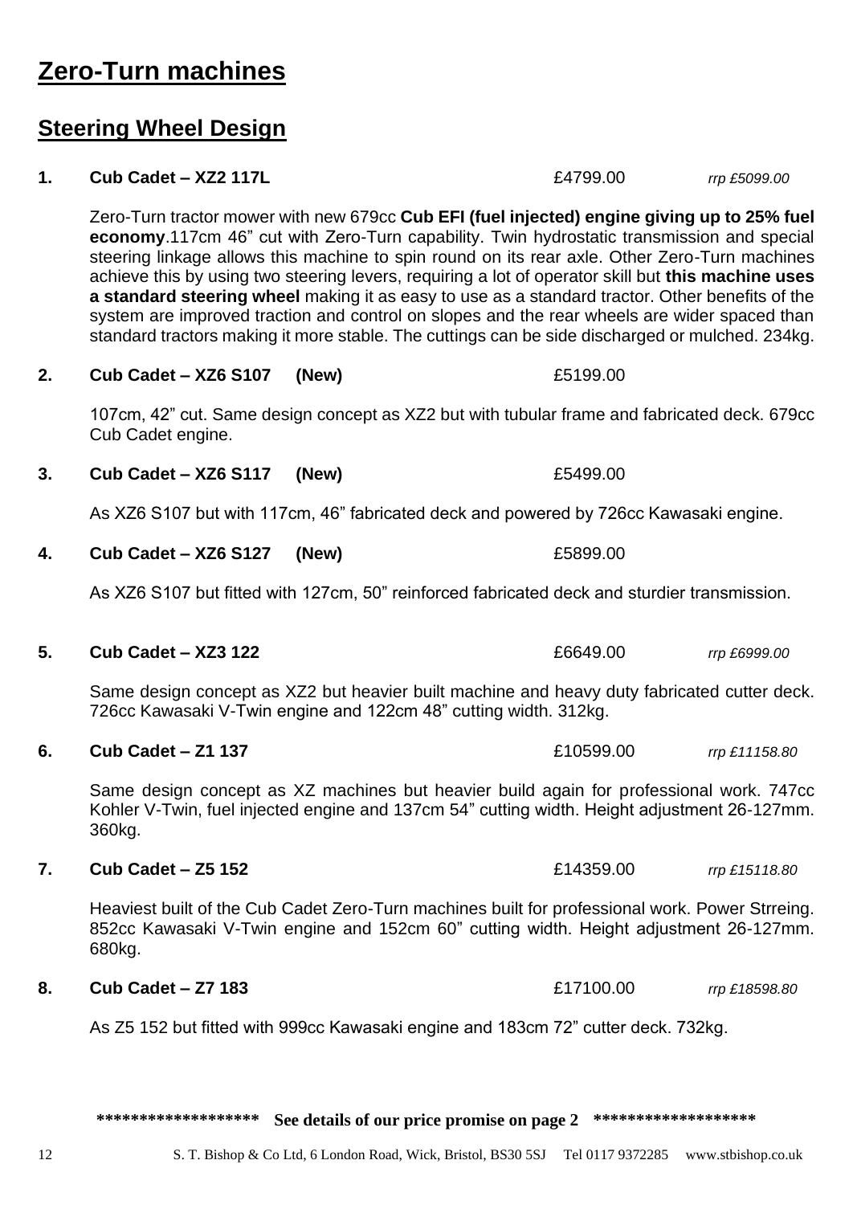# Zero-Turn machines

## Steering Wheel Design

**1. Cub Cadet – XZ2 117L** £4799.00 *rrp £5099.00*

Zero-Turn tractor mower with new 679cc **Cub EFI (fuel injected) engine giving up to 25% fuel economy**.117cm 46" cut with Zero-Turn capability. Twin hydrostatic transmission and special steering linkage allows this machine to spin round on its rear axle. Other Zero-Turn machines achieve this by using two steering levers, requiring a lot of operator skill but **this machine uses a standard steering wheel** making it as easy to use as a standard tractor. Other benefits of the system are improved traction and control on slopes and the rear wheels are wider spaced than standard tractors making it more stable. The cuttings can be side discharged or mulched. 234kg.

**2. Cub Cadet – XZ6 S107 (New)** £5199.00

107cm, 42" cut. Same design concept as XZ2 but with tubular frame and fabricated deck. 679cc Cub Cadet engine.

**3. Cub Cadet – XZ6 S117 (New)** £5499.00

As XZ6 S107 but with 117cm, 46" fabricated deck and powered by 726cc Kawasaki engine.

**4. Cub Cadet – XZ6 S127 (New)** £5899.00

As XZ6 S107 but fitted with 127cm, 50" reinforced fabricated deck and sturdier transmission.

**5. Cub Cadet – XZ3 122** £6649.00 *rrp £6999.00*

Same design concept as XZ2 but heavier built machine and heavy duty fabricated cutter deck. 726cc Kawasaki V-Twin engine and 122cm 48" cutting width. 312kg.

**6. Cub Cadet – Z1 137** £10599.00 *rrp £11158.80*

Same design concept as XZ machines but heavier build again for professional work. 747cc Kohler V-Twin, fuel injected engine and 137cm 54" cutting width. Height adjustment 26-127mm. 360kg.

**7. Cub Cadet – Z5 152** £14359.00 *rrp £15118.80*

Heaviest built of the Cub Cadet Zero-Turn machines built for professional work. Power Strreing. 852cc Kawasaki V-Twin engine and 152cm 60" cutting width. Height adjustment 26-127mm. 680kg.

**8. Cub Cadet – Z7 183** £17100.00 *rrp £18598.80*

As Z5 152 but fitted with 999cc Kawasaki engine and 183cm 72" cutter deck. 732kg.

****************** **See details of our price promise on page 2** ******************

S. T. Bishop & Co Ltd, 6 London Road, Wick, Bristol, BS30 5SJ Tel 0117 9372285 www.stbishop.co.uk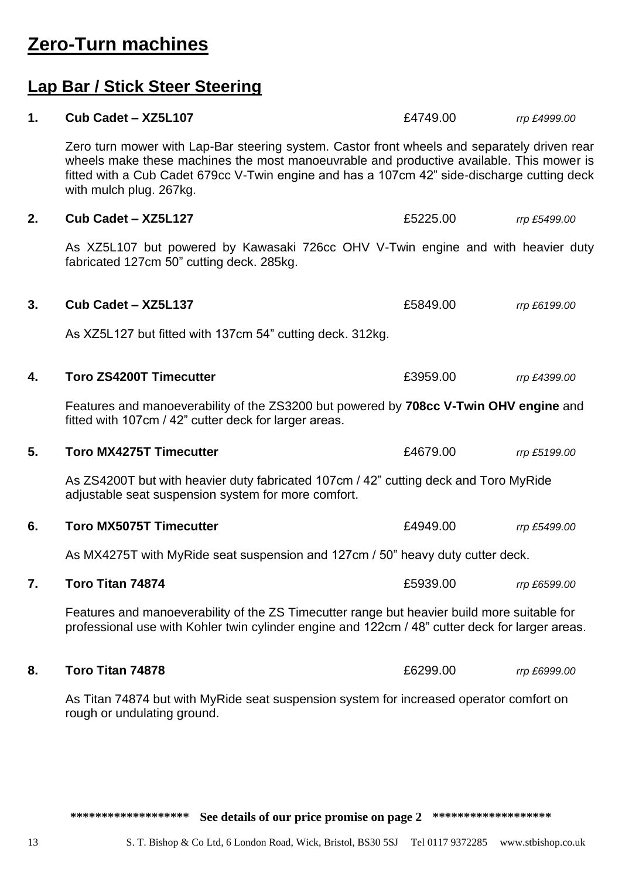# Zero-Turn machines

## Lap Bar / Stick Steer Steering

**1. Cub Cadet – XZ5L107** £4749.00 *rrp £4999.00*

Zero turn mower with Lap-Bar steering system. Castor front wheels and separately driven rear wheels make these machines the most manoeuvrable and productive available. This mower is fitted with a Cub Cadet 679cc V-Twin engine and has a 107cm 42" side-discharge cutting deck with mulch plug. 267kg.

**2. Cub Cadet – XZ5L127** £5225.00 *rrp £5499.00*

As XZ5L107 but powered by Kawasaki 726cc OHV V-Twin engine and with heavier duty fabricated 127cm 50" cutting deck. 285kg.

**3. Cub Cadet – XZ5L137** £5849.00 *rrp £6199.00*

As XZ5L127 but fitted with 137cm 54" cutting deck. 312kg.

**4. Toro ZS4200T Timecutter** £3959.00 *rrp £4399.00*

Features and manoeverability of the ZS3200 but powered by **708cc V-Twin OHV engine** and fitted with 107cm / 42" cutter deck for larger areas.

**5. Toro MX4275T Timecutter** £4679.00 *rrp £5199.00*

As ZS4200T but with heavier duty fabricated 107cm / 42" cutting deck and Toro MyRide adjustable seat suspension system for more comfort.

**6. Toro MX5075T Timecutter** £4949.00 *rrp £5499.00*

As MX4275T with MyRide seat suspension and 127cm / 50" heavy duty cutter deck.

**7. Toro Titan 74874** £5939.00 *rrp £6599.00*

Features and manoeverability of the ZS Timecutter range but heavier build more suitable for professional use with Kohler twin cylinder engine and 122cm / 48" cutter deck for larger areas.

**8. Toro Titan 74878** £6299.00 *rrp £6999.00*

As Titan 74874 but with MyRide seat suspension system for increased operator comfort on rough or undulating ground.

****************** **See details of our price promise on page 2** ******************

S. T. Bishop & Co Ltd, 6 London Road, Wick, Bristol, BS30 5SJ Tel 0117 9372285 www.stbishop.co.uk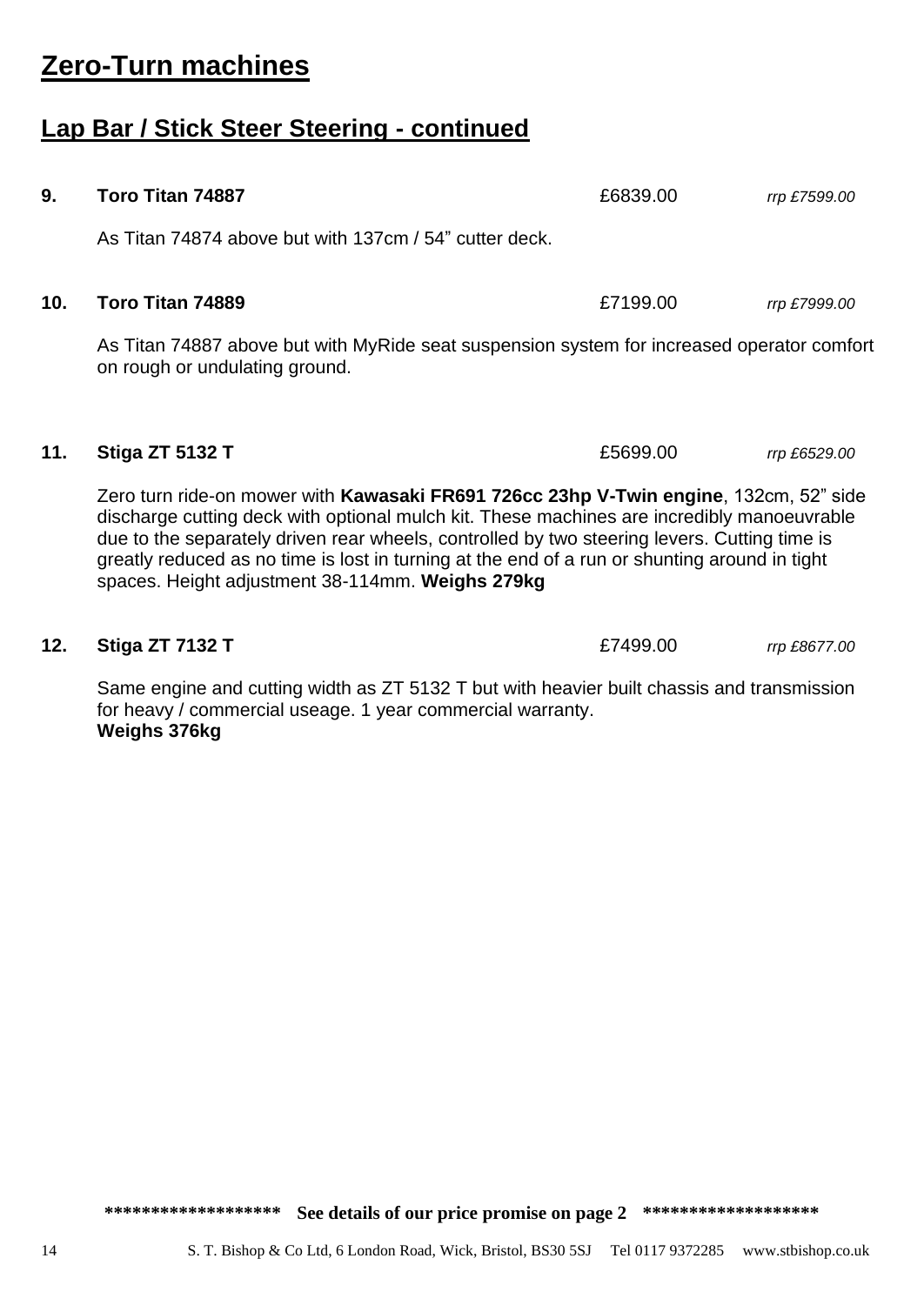# Zero-Turn machines

## Lap Bar / Stick Steer Steering - continued

**9. Toro Titan 74887** £6839.00 *rrp £7599.00*

As Titan 74874 above but with 137cm / 54” cutter deck.

**10. Toro Titan 74889** £7199.00 *rrp £7999.00*

As Titan 74887 above but with MyRide seat suspension system for increased operator comfort on rough or undulating ground.

**11. Stiga ZT 5132 T** £5699.00 *rrp £6529.00*

Zero turn ride-on mower with **Kawasaki FR691 726cc 23hp V-Twin engine**, 132cm, 52” side discharge cutting deck with optional mulch kit. These machines are incredibly manoeuvrable due to the separately driven rear wheels, controlled by two steering levers. Cutting time is greatly reduced as no time is lost in turning at the end of a run or shunting around in tight spaces. Height adjustment 38-114mm. **Weighs 279kg**

**12. Stiga ZT 7132 T** £7499.00 *rrp £8677.00*

Same engine and cutting width as ZT 5132 T but with heavier built chassis and transmission for heavy / commercial useage. 1 year commercial warranty.
**Weighs 376kg**

**\*\*\*\*\*\*\*\*\*\*\*\*\*\*\*\*\*\* See details of our price promise on page 2 \*\*\*\*\*\*\*\*\*\*\*\*\*\*\*\*\*\***

S. T. Bishop & Co Ltd, 6 London Road, Wick, Bristol, BS30 5SJ Tel 0117 9372285 www.stbishop.co.uk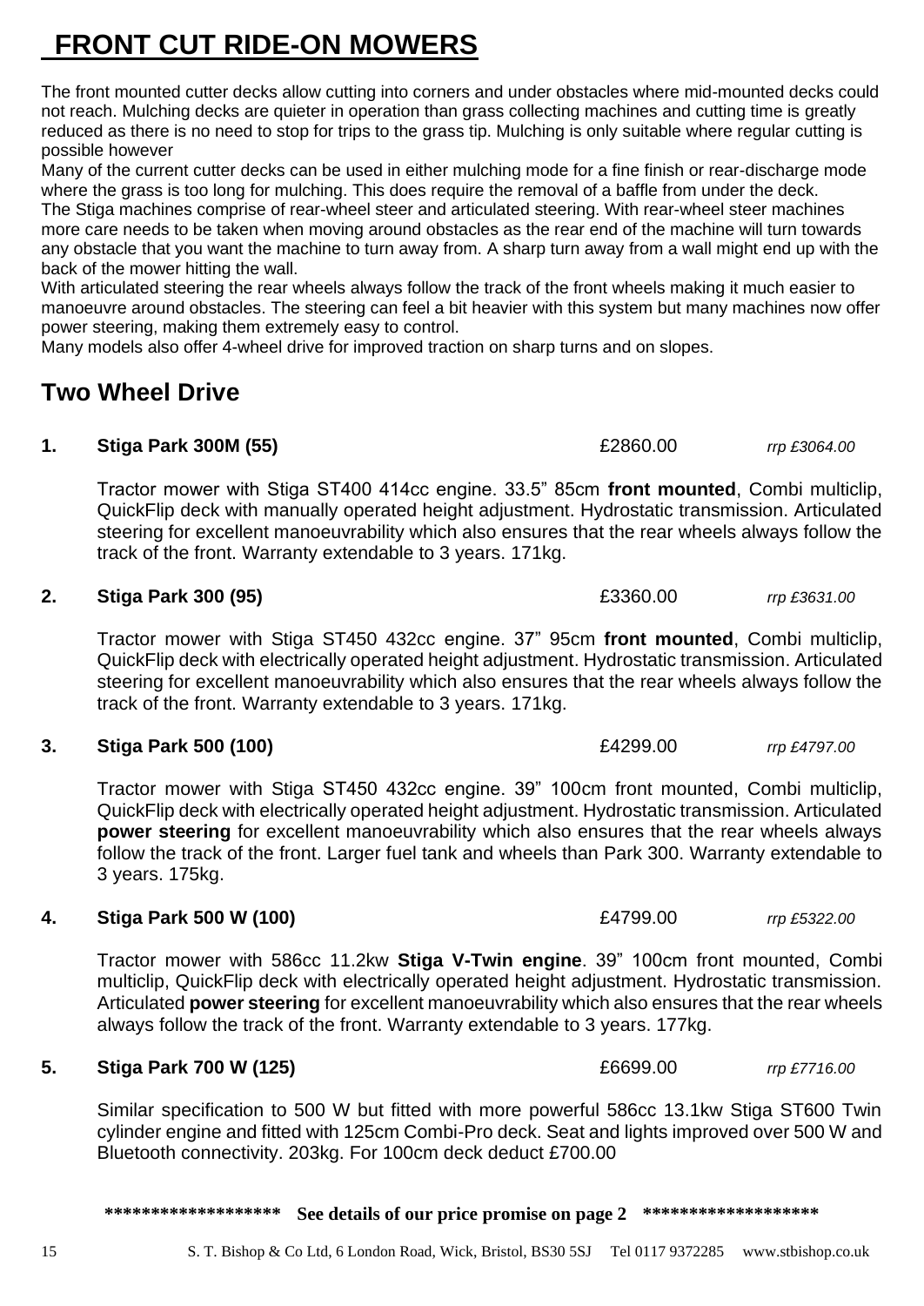# FRONT CUT RIDE-ON MOWERS

The front mounted cutter decks allow cutting into corners and under obstacles where mid-mounted decks could not reach. Mulching decks are quieter in operation than grass collecting machines and cutting time is greatly reduced as there is no need to stop for trips to the grass tip. Mulching is only suitable where regular cutting is possible however

Many of the current cutter decks can be used in either mulching mode for a fine finish or rear-discharge mode where the grass is too long for mulching. This does require the removal of a baffle from under the deck.

The Stiga machines comprise of rear-wheel steer and articulated steering. With rear-wheel steer machines more care needs to be taken when moving around obstacles as the rear end of the machine will turn towards any obstacle that you want the machine to turn away from. A sharp turn away from a wall might end up with the back of the mower hitting the wall.

With articulated steering the rear wheels always follow the track of the front wheels making it much easier to manoeuvre around obstacles. The steering can feel a bit heavier with this system but many machines now offer power steering, making them extremely easy to control.

Many models also offer 4-wheel drive for improved traction on sharp turns and on slopes.

## Two Wheel Drive

**1. Stiga Park 300M (55)** £2860.00 *rrp £3064.00*

Tractor mower with Stiga ST400 414cc engine. 33.5" 85cm **front mounted**, Combi multiclip, QuickFlip deck with manually operated height adjustment. Hydrostatic transmission. Articulated steering for excellent manoeuvrability which also ensures that the rear wheels always follow the track of the front. Warranty extendable to 3 years. 171kg.

**2. Stiga Park 300 (95)** £3360.00 *rrp £3631.00*

Tractor mower with Stiga ST450 432cc engine. 37" 95cm **front mounted**, Combi multiclip, QuickFlip deck with electrically operated height adjustment. Hydrostatic transmission. Articulated steering for excellent manoeuvrability which also ensures that the rear wheels always follow the track of the front. Warranty extendable to 3 years. 171kg.

**3. Stiga Park 500 (100)** £4299.00 *rrp £4797.00*

Tractor mower with Stiga ST450 432cc engine. 39" 100cm front mounted, Combi multiclip, QuickFlip deck with electrically operated height adjustment. Hydrostatic transmission. Articulated **power steering** for excellent manoeuvrability which also ensures that the rear wheels always follow the track of the front. Larger fuel tank and wheels than Park 300. Warranty extendable to 3 years. 175kg.

**4. Stiga Park 500 W (100)** £4799.00 *rrp £5322.00*

Tractor mower with 586cc 11.2kw **Stiga V-Twin engine**. 39" 100cm front mounted, Combi multiclip, QuickFlip deck with electrically operated height adjustment. Hydrostatic transmission. Articulated **power steering** for excellent manoeuvrability which also ensures that the rear wheels always follow the track of the front. Warranty extendable to 3 years. 177kg.

**5. Stiga Park 700 W (125)** £6699.00 *rrp £7716.00*

Similar specification to 500 W but fitted with more powerful 586cc 13.1kw Stiga ST600 Twin cylinder engine and fitted with 125cm Combi-Pro deck. Seat and lights improved over 500 W and Bluetooth connectivity. 203kg. For 100cm deck deduct £700.00

**\*\*\*\*\*\*\*\*\*\*\*\*\*\*\*\*\*\*\* See details of our price promise on page 2 \*\*\*\*\*\*\*\*\*\*\*\*\*\*\*\*\*\*\***

S. T. Bishop & Co Ltd, 6 London Road, Wick, Bristol, BS30 5SJ Tel 0117 9372285 www.stbishop.co.uk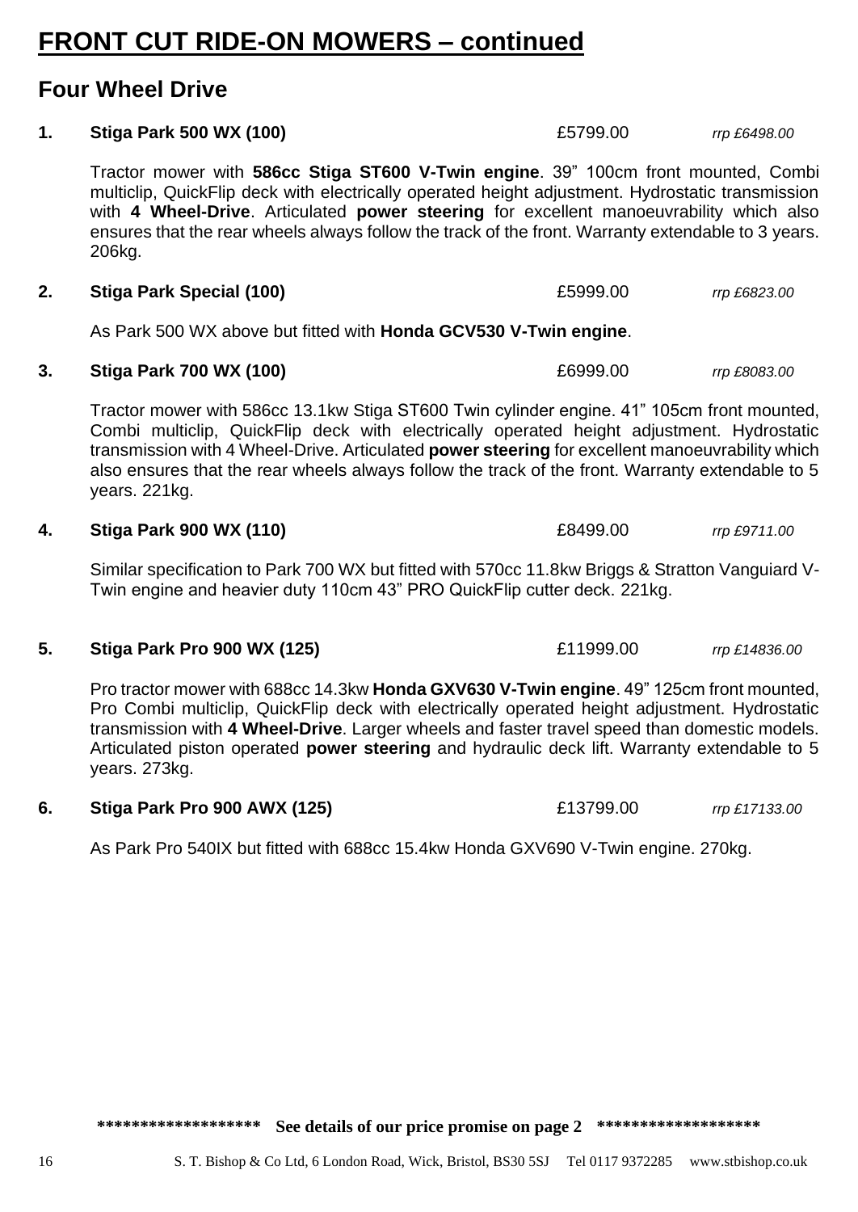# FRONT CUT RIDE-ON MOWERS – continued

## Four Wheel Drive

**1. Stiga Park 500 WX (100)** £5799.00 *rrp £6498.00*

Tractor mower with **586cc Stiga ST600 V-Twin engine**. 39" 100cm front mounted, Combi multiclip, QuickFlip deck with electrically operated height adjustment. Hydrostatic transmission with **4 Wheel-Drive**. Articulated **power steering** for excellent manoeuvrability which also ensures that the rear wheels always follow the track of the front. Warranty extendable to 3 years. 206kg.

**2. Stiga Park Special (100)** £5999.00 *rrp £6823.00*

As Park 500 WX above but fitted with **Honda GCV530 V-Twin engine**.

**3. Stiga Park 700 WX (100)** £6999.00 *rrp £8083.00*

Tractor mower with 586cc 13.1kw Stiga ST600 Twin cylinder engine. 41" 105cm front mounted, Combi multiclip, QuickFlip deck with electrically operated height adjustment. Hydrostatic transmission with 4 Wheel-Drive. Articulated **power steering** for excellent manoeuvrability which also ensures that the rear wheels always follow the track of the front. Warranty extendable to 5 years. 221kg.

**4. Stiga Park 900 WX (110)** £8499.00 *rrp £9711.00*

Similar specification to Park 700 WX but fitted with 570cc 11.8kw Briggs & Stratton Vanguiard V-Twin engine and heavier duty 110cm 43" PRO QuickFlip cutter deck. 221kg.

**5. Stiga Park Pro 900 WX (125)** £11999.00 *rrp £14836.00*

Pro tractor mower with 688cc 14.3kw **Honda GXV630 V-Twin engine**. 49" 125cm front mounted, Pro Combi multiclip, QuickFlip deck with electrically operated height adjustment. Hydrostatic transmission with **4 Wheel-Drive**. Larger wheels and faster travel speed than domestic models. Articulated piston operated **power steering** and hydraulic deck lift. Warranty extendable to 5 years. 273kg.

**6. Stiga Park Pro 900 AWX (125)** £13799.00 *rrp £17133.00*

As Park Pro 540IX but fitted with 688cc 15.4kw Honda GXV690 V-Twin engine. 270kg.

**\*\*\*\*\*\*\*\*\*\*\*\*\*\*\*\*\*\*\* See details of our price promise on page 2 \*\*\*\*\*\*\*\*\*\*\*\*\*\*\*\*\*\*\***

S. T. Bishop & Co Ltd, 6 London Road, Wick, Bristol, BS30 5SJ Tel 0117 9372285 www.stbishop.co.uk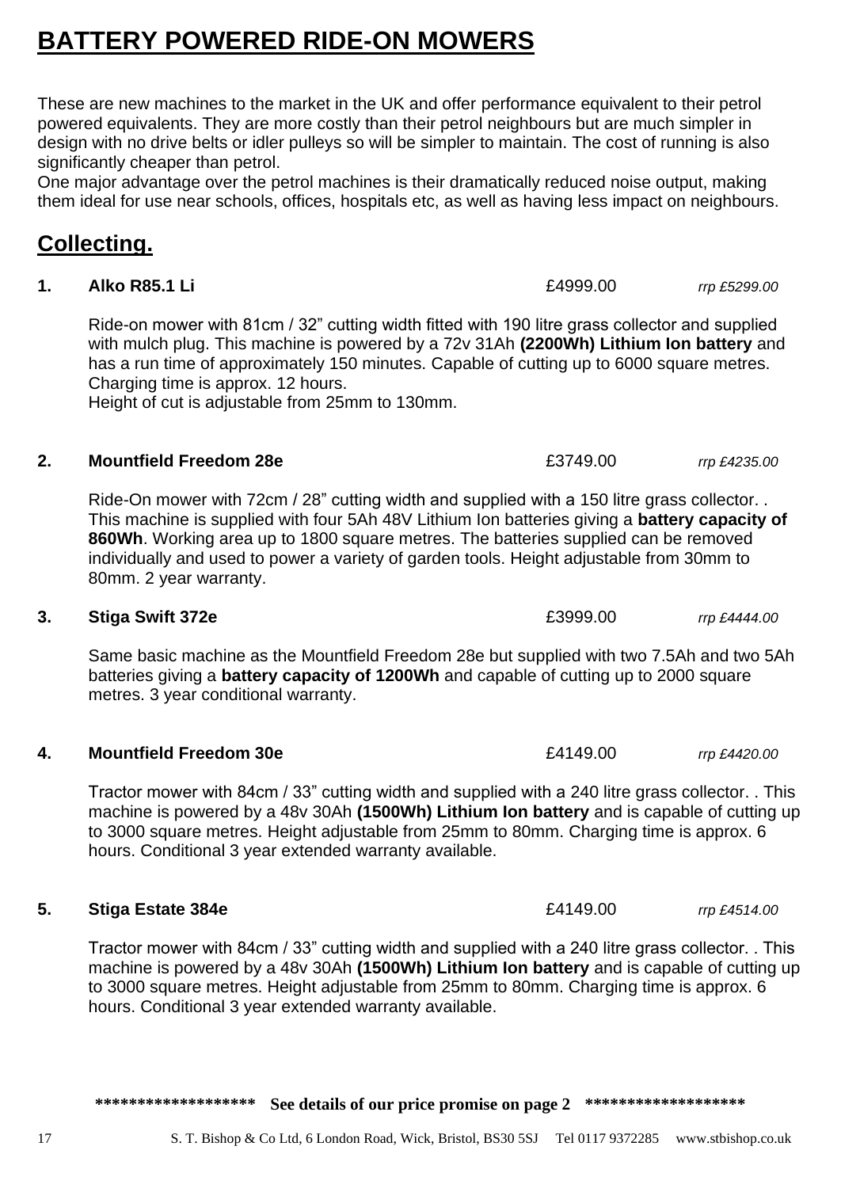# BATTERY POWERED RIDE-ON MOWERS

These are new machines to the market in the UK and offer performance equivalent to their petrol powered equivalents. They are more costly than their petrol neighbours but are much simpler in design with no drive belts or idler pulleys so will be simpler to maintain. The cost of running is also significantly cheaper than petrol.

One major advantage over the petrol machines is their dramatically reduced noise output, making them ideal for use near schools, offices, hospitals etc, as well as having less impact on neighbours.

## Collecting.

**1. Alko R85.1 Li** £4999.00 *rrp £5299.00*

Ride-on mower with 81cm / 32" cutting width fitted with 190 litre grass collector and supplied with mulch plug. This machine is powered by a 72v 31Ah **(2200Wh) Lithium Ion battery** and has a run time of approximately 150 minutes. Capable of cutting up to 6000 square metres. Charging time is approx. 12 hours.
Height of cut is adjustable from 25mm to 130mm.

**2. Mountfield Freedom 28e** £3749.00 *rrp £4235.00*

Ride-On mower with 72cm / 28" cutting width and supplied with a 150 litre grass collector. . This machine is supplied with four 5Ah 48V Lithium Ion batteries giving a **battery capacity of 860Wh**. Working area up to 1800 square metres. The batteries supplied can be removed individually and used to power a variety of garden tools. Height adjustable from 30mm to 80mm. 2 year warranty.

**3. Stiga Swift 372e** £3999.00 *rrp £4444.00*

Same basic machine as the Mountfield Freedom 28e but supplied with two 7.5Ah and two 5Ah batteries giving a **battery capacity of 1200Wh** and capable of cutting up to 2000 square metres. 3 year conditional warranty.

**4. Mountfield Freedom 30e** £4149.00 *rrp £4420.00*

Tractor mower with 84cm / 33" cutting width and supplied with a 240 litre grass collector. . This machine is powered by a 48v 30Ah **(1500Wh) Lithium Ion battery** and is capable of cutting up to 3000 square metres. Height adjustable from 25mm to 80mm. Charging time is approx. 6 hours. Conditional 3 year extended warranty available.

**5. Stiga Estate 384e** £4149.00 *rrp £4514.00*

Tractor mower with 84cm / 33" cutting width and supplied with a 240 litre grass collector. . This machine is powered by a 48v 30Ah **(1500Wh) Lithium Ion battery** and is capable of cutting up to 3000 square metres. Height adjustable from 25mm to 80mm. Charging time is approx. 6 hours. Conditional 3 year extended warranty available.

**\*\*\*\*\*\*\*\*\*\*\*\*\*\*\*\*\*\*\* See details of our price promise on page 2 \*\*\*\*\*\*\*\*\*\*\*\*\*\*\*\*\*\*\***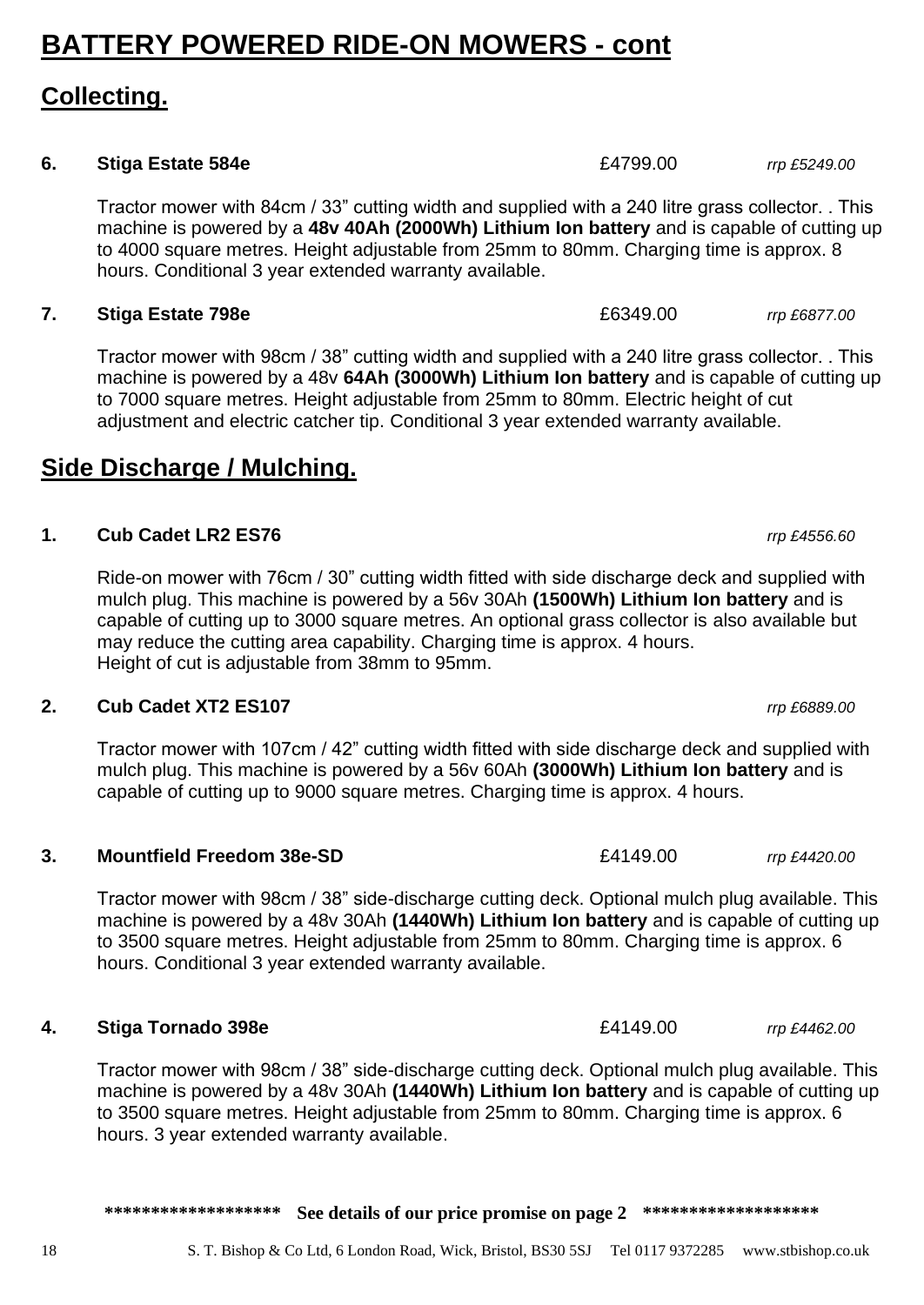# BATTERY POWERED RIDE-ON MOWERS - cont

## Collecting.

**6. Stiga Estate 584e** £4799.00 *rrp £5249.00*

Tractor mower with 84cm / 33" cutting width and supplied with a 240 litre grass collector. . This machine is powered by a **48v 40Ah (2000Wh) Lithium Ion battery** and is capable of cutting up to 4000 square metres. Height adjustable from 25mm to 80mm. Charging time is approx. 8 hours. Conditional 3 year extended warranty available.

**7. Stiga Estate 798e** £6349.00 *rrp £6877.00*

Tractor mower with 98cm / 38" cutting width and supplied with a 240 litre grass collector. . This machine is powered by a 48v **64Ah (3000Wh) Lithium Ion battery** and is capable of cutting up to 7000 square metres. Height adjustable from 25mm to 80mm. Electric height of cut adjustment and electric catcher tip. Conditional 3 year extended warranty available.

## Side Discharge / Mulching.

**1. Cub Cadet LR2 ES76** *rrp £4556.60*

Ride-on mower with 76cm / 30" cutting width fitted with side discharge deck and supplied with mulch plug. This machine is powered by a 56v 30Ah **(1500Wh) Lithium Ion battery** and is capable of cutting up to 3000 square metres. An optional grass collector is also available but may reduce the cutting area capability. Charging time is approx. 4 hours.
Height of cut is adjustable from 38mm to 95mm.

**2. Cub Cadet XT2 ES107** *rrp £6889.00*

Tractor mower with 107cm / 42" cutting width fitted with side discharge deck and supplied with mulch plug. This machine is powered by a 56v 60Ah **(3000Wh) Lithium Ion battery** and is capable of cutting up to 9000 square metres. Charging time is approx. 4 hours.

**3. Mountfield Freedom 38e-SD** £4149.00 *rrp £4420.00*

Tractor mower with 98cm / 38" side-discharge cutting deck. Optional mulch plug available. This machine is powered by a 48v 30Ah **(1440Wh) Lithium Ion battery** and is capable of cutting up to 3500 square metres. Height adjustable from 25mm to 80mm. Charging time is approx. 6 hours. Conditional 3 year extended warranty available.

**4. Stiga Tornado 398e** £4149.00 *rrp £4462.00*

Tractor mower with 98cm / 38" side-discharge cutting deck. Optional mulch plug available. This machine is powered by a 48v 30Ah **(1440Wh) Lithium Ion battery** and is capable of cutting up to 3500 square metres. Height adjustable from 25mm to 80mm. Charging time is approx. 6 hours. 3 year extended warranty available.

**\*\*\*\*\*\*\*\*\*\*\*\*\*\*\*\*\*\*\* See details of our price promise on page 2 \*\*\*\*\*\*\*\*\*\*\*\*\*\*\*\*\*\*\***

S. T. Bishop & Co Ltd, 6 London Road, Wick, Bristol, BS30 5SJ Tel 0117 9372285 www.stbishop.co.uk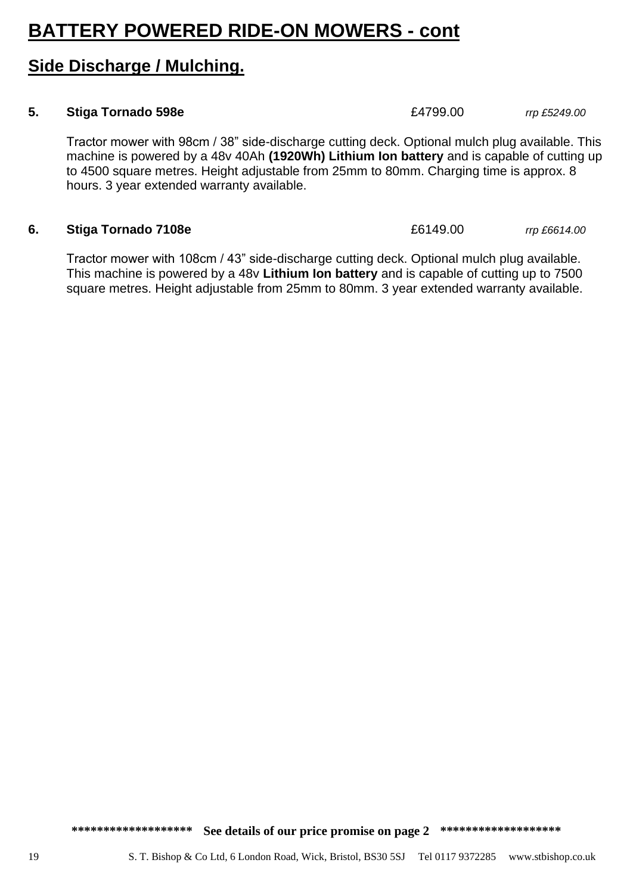# BATTERY POWERED RIDE-ON MOWERS - cont

## Side Discharge / Mulching.

**5. Stiga Tornado 598e** £4799.00 *rrp £5249.00*

Tractor mower with 98cm / 38” side-discharge cutting deck. Optional mulch plug available. This machine is powered by a 48v 40Ah **(1920Wh) Lithium Ion battery** and is capable of cutting up to 4500 square metres. Height adjustable from 25mm to 80mm. Charging time is approx. 8 hours. 3 year extended warranty available.

**6. Stiga Tornado 7108e** £6149.00 *rrp £6614.00*

Tractor mower with 108cm / 43” side-discharge cutting deck. Optional mulch plug available. This machine is powered by a 48v **Lithium Ion battery** and is capable of cutting up to 7500 square metres. Height adjustable from 25mm to 80mm. 3 year extended warranty available.

**\*\*\*\*\*\*\*\*\*\*\*\*\*\*\*\*\*\*\* See details of our price promise on page 2 \*\*\*\*\*\*\*\*\*\*\*\*\*\*\*\*\*\*\***

S. T. Bishop & Co Ltd, 6 London Road, Wick, Bristol, BS30 5SJ Tel 0117 9372285 www.stbishop.co.uk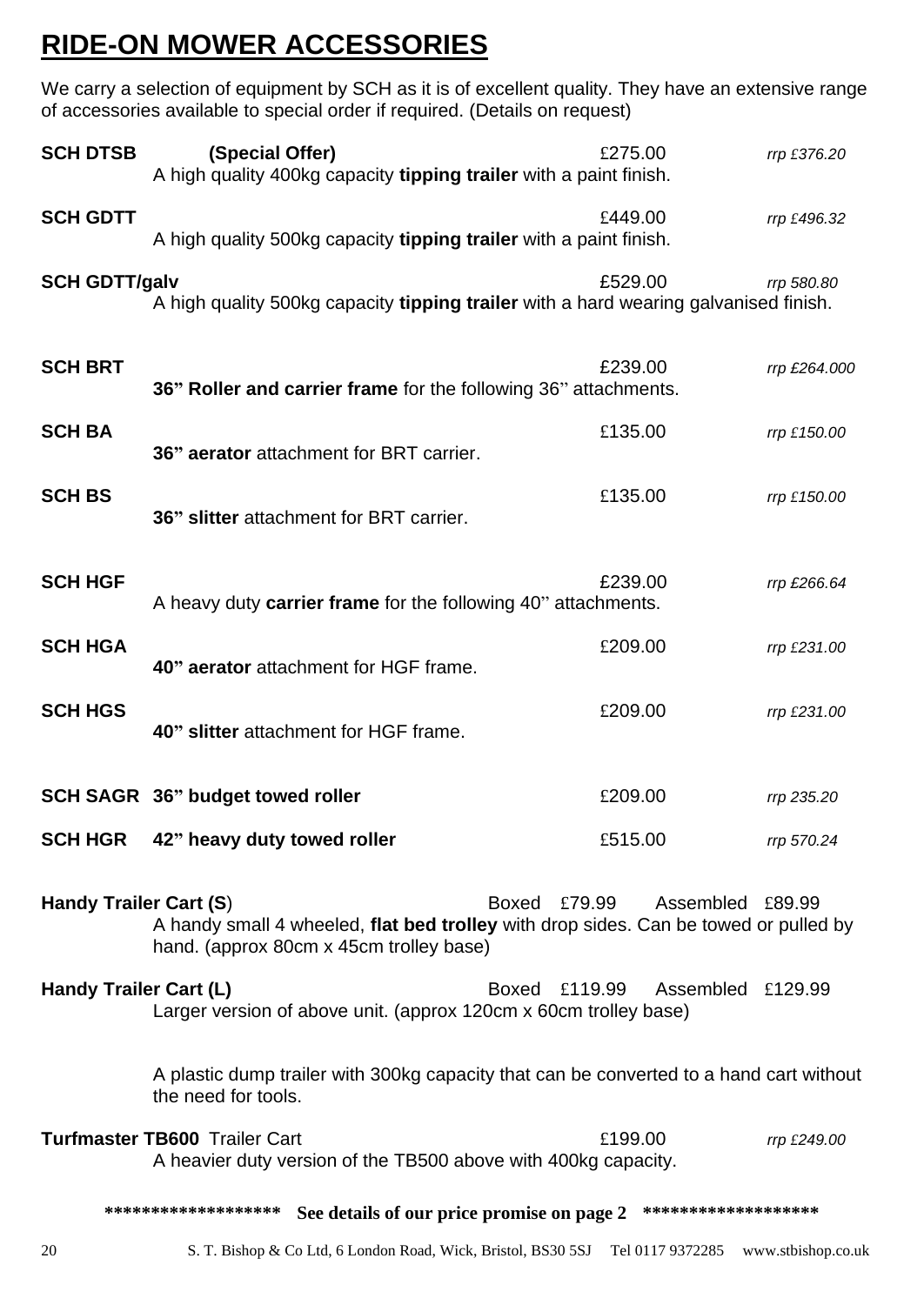# RIDE-ON MOWER ACCESSORIES

We carry a selection of equipment by SCH as it is of excellent quality. They have an extensive range of accessories available to special order if required. (Details on request)

**SCH DTSB** **(Special Offer)** £275.00 *rrp £376.20*
A high quality 400kg capacity **tipping trailer** with a paint finish.

**SCH GDTT** £449.00 *rrp £496.32*
A high quality 500kg capacity **tipping trailer** with a paint finish.

**SCH GDTT/galv** £529.00 *rrp 580.80*
A high quality 500kg capacity **tipping trailer** with a hard wearing galvanised finish.

**SCH BRT** £239.00 *rrp £264.000*
**36" Roller and carrier frame** for the following 36" attachments.

**SCH BA** £135.00 *rrp £150.00*
**36" aerator** attachment for BRT carrier.

**SCH BS** £135.00 *rrp £150.00*
**36" slitter** attachment for BRT carrier.

**SCH HGF** £239.00 *rrp £266.64*
A heavy duty **carrier frame** for the following 40" attachments.

**SCH HGA** £209.00 *rrp £231.00*
**40" aerator** attachment for HGF frame.

**SCH HGS** £209.00 *rrp £231.00*
**40" slitter** attachment for HGF frame.

**SCH SAGR 36" budget towed roller** £209.00 *rrp 235.20*

**SCH HGR 42" heavy duty towed roller** £515.00 *rrp 570.24*

**Handy Trailer Cart (S)** Boxed £79.99 Assembled £89.99
A handy small 4 wheeled, **flat bed trolley** with drop sides. Can be towed or pulled by hand. (approx 80cm x 45cm trolley base)

**Handy Trailer Cart (L)** Boxed £119.99 Assembled £129.99
Larger version of above unit. (approx 120cm x 60cm trolley base)

A plastic dump trailer with 300kg capacity that can be converted to a hand cart without the need for tools.

**Turfmaster TB600** Trailer Cart £199.00 *rrp £249.00*
A heavier duty version of the TB500 above with 400kg capacity.

**\*\*\*\*\*\*\*\*\*\*\*\*\*\*\*\*\*\*\* See details of our price promise on page 2 \*\*\*\*\*\*\*\*\*\*\*\*\*\*\*\*\*\*\***

S. T. Bishop & Co Ltd, 6 London Road, Wick, Bristol, BS30 5SJ Tel 0117 9372285 www.stbishop.co.uk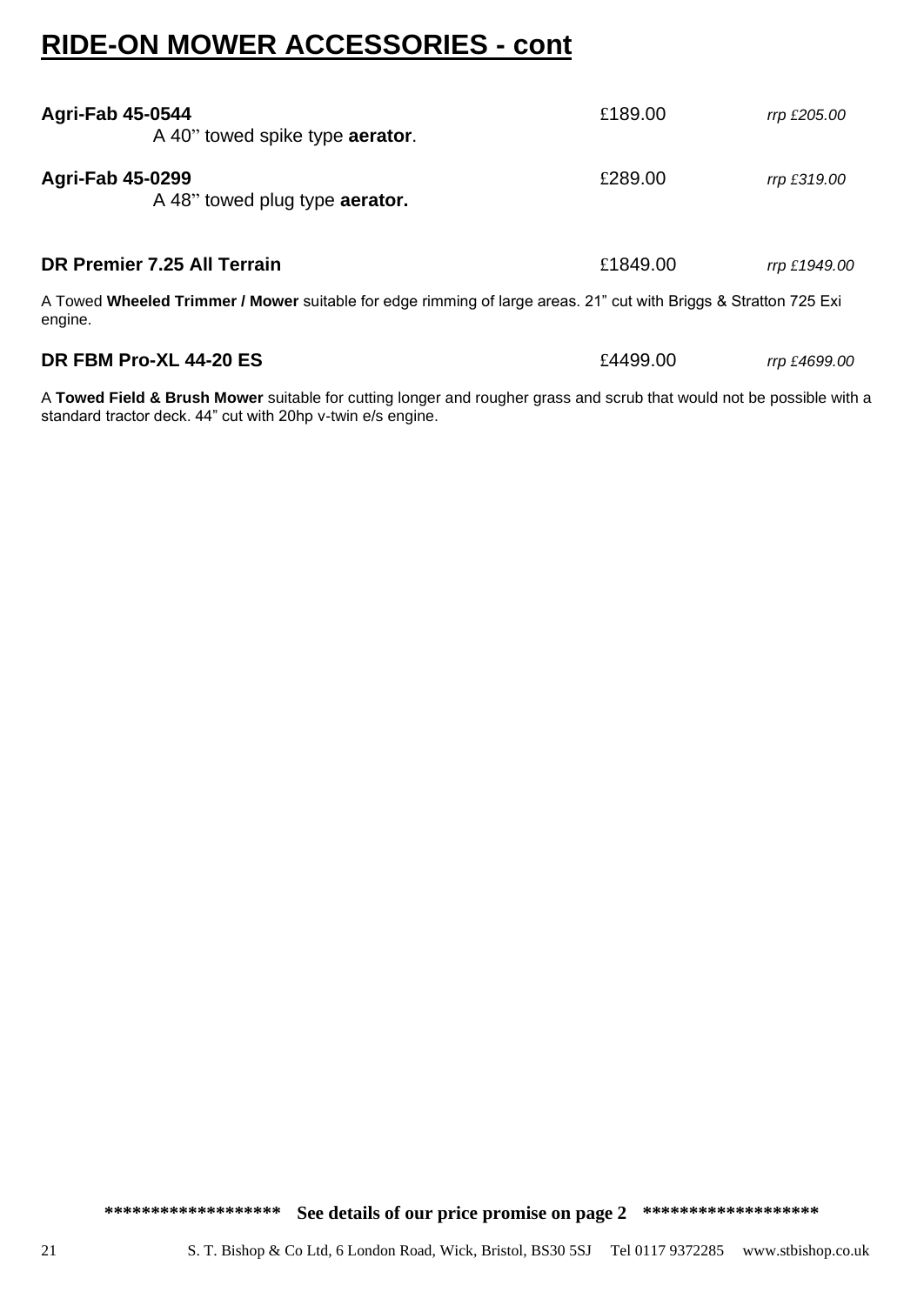# RIDE-ON MOWER ACCESSORIES - cont

**Agri-Fab 45-0544** £189.00 *rrp £205.00*

A 40" towed spike type **aerator**.

**Agri-Fab 45-0299** £289.00 *rrp £319.00*

A 48" towed plug type **aerator.**

**DR Premier 7.25 All Terrain** £1849.00 *rrp £1949.00*

A Towed **Wheeled Trimmer / Mower** suitable for edge rimming of large areas. 21" cut with Briggs & Stratton 725 Exi engine.

**DR FBM Pro-XL 44-20 ES** £4499.00 *rrp £4699.00*

A **Towed Field & Brush Mower** suitable for cutting longer and rougher grass and scrub that would not be possible with a standard tractor deck. 44" cut with 20hp v-twin e/s engine.

****************** **See details of our price promise on page 2** ******************

S. T. Bishop & Co Ltd, 6 London Road, Wick, Bristol, BS30 5SJ Tel 0117 9372285 www.stbishop.co.uk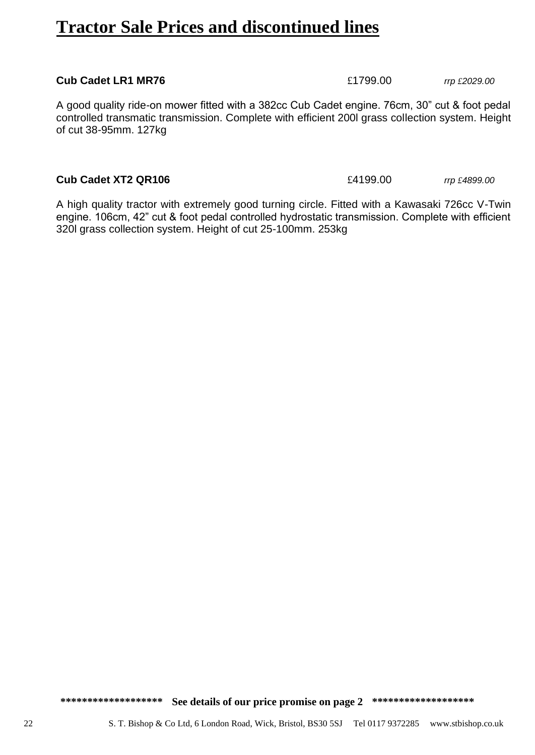# Tractor Sale Prices and discontinued lines

**Cub Cadet LR1 MR76** £1799.00 *rrp £2029.00*

A good quality ride-on mower fitted with a 382cc Cub Cadet engine. 76cm, 30" cut & foot pedal controlled transmatic transmission. Complete with efficient 200l grass collection system. Height of cut 38-95mm. 127kg

**Cub Cadet XT2 QR106** £4199.00 *rrp £4899.00*

A high quality tractor with extremely good turning circle. Fitted with a Kawasaki 726cc V-Twin engine. 106cm, 42" cut & foot pedal controlled hydrostatic transmission. Complete with efficient 320l grass collection system. Height of cut 25-100mm. 253kg

**\*\*\*\*\*\*\*\*\*\*\*\*\*\*\*\*\*\*\* See details of our price promise on page 2 \*\*\*\*\*\*\*\*\*\*\*\*\*\*\*\*\*\*\***

S. T. Bishop & Co Ltd, 6 London Road, Wick, Bristol, BS30 5SJ Tel 0117 9372285 www.stbishop.co.uk